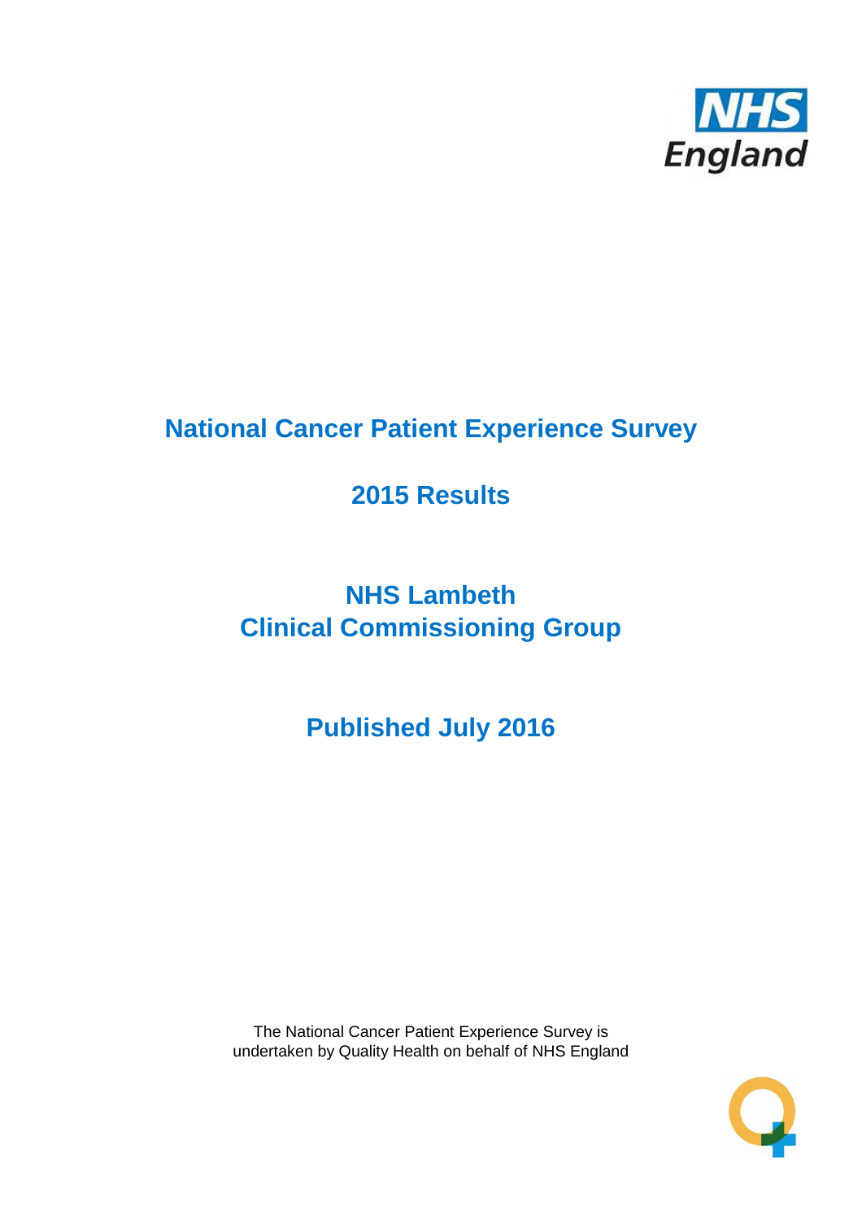# National Cancer Patient Experience Survey

## 2015 Results

## NHS Lambeth
## Clinical Commissioning Group

## Published July 2016

The National Cancer Patient Experience Survey is undertaken by Quality Health on behalf of NHS England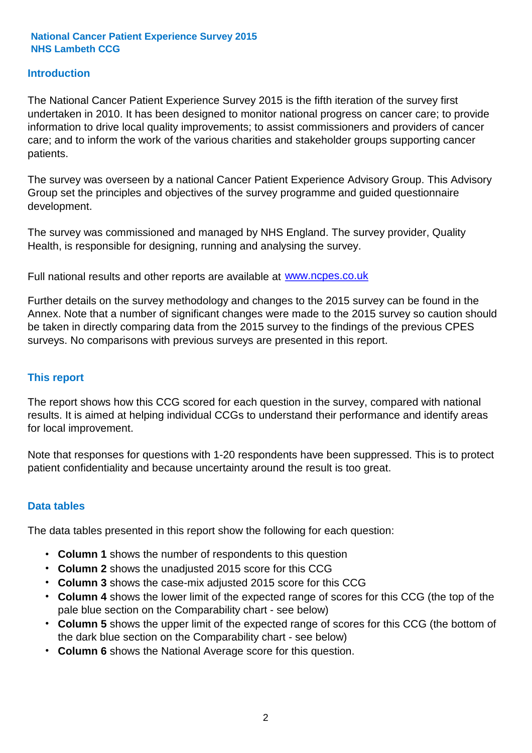**National Cancer Patient Experience Survey 2015**
**NHS Lambeth CCG**

## Introduction

The National Cancer Patient Experience Survey 2015 is the fifth iteration of the survey first undertaken in 2010. It has been designed to monitor national progress on cancer care; to provide information to drive local quality improvements; to assist commissioners and providers of cancer care; and to inform the work of the various charities and stakeholder groups supporting cancer patients.

The survey was overseen by a national Cancer Patient Experience Advisory Group. This Advisory Group set the principles and objectives of the survey programme and guided questionnaire development.

The survey was commissioned and managed by NHS England. The survey provider, Quality Health, is responsible for designing, running and analysing the survey.

Full national results and other reports are available at [www.ncpes.co.uk](http://www.ncpes.co.uk)

Further details on the survey methodology and changes to the 2015 survey can be found in the Annex. Note that a number of significant changes were made to the 2015 survey so caution should be taken in directly comparing data from the 2015 survey to the findings of the previous CPES surveys. No comparisons with previous surveys are presented in this report.

## This report

The report shows how this CCG scored for each question in the survey, compared with national results. It is aimed at helping individual CCGs to understand their performance and identify areas for local improvement.

Note that responses for questions with 1-20 respondents have been suppressed. This is to protect patient confidentiality and because uncertainty around the result is too great.

## Data tables

The data tables presented in this report show the following for each question:

- **Column 1** shows the number of respondents to this question
- **Column 2** shows the unadjusted 2015 score for this CCG
- **Column 3** shows the case-mix adjusted 2015 score for this CCG
- **Column 4** shows the lower limit of the expected range of scores for this CCG (the top of the pale blue section on the Comparability chart - see below)
- **Column 5** shows the upper limit of the expected range of scores for this CCG (the bottom of the dark blue section on the Comparability chart - see below)
- **Column 6** shows the National Average score for this question.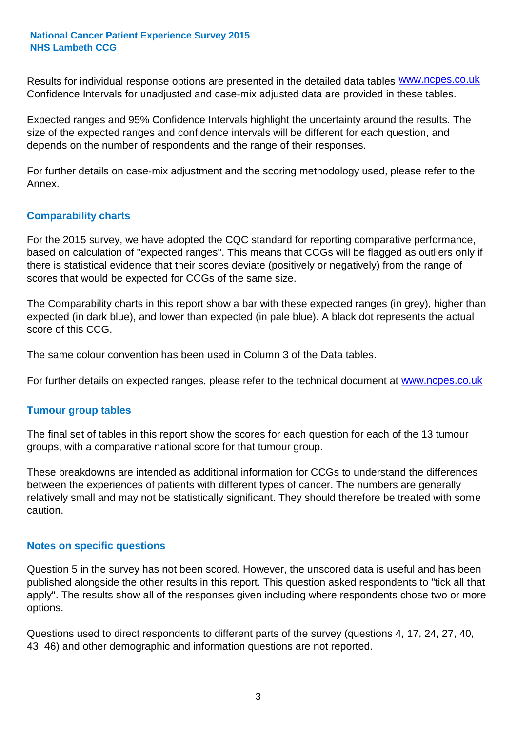Results for individual response options are presented in the detailed data tables www.ncpes.co.uk Confidence Intervals for unadjusted and case-mix adjusted data are provided in these tables.

Expected ranges and 95% Confidence Intervals highlight the uncertainty around the results. The size of the expected ranges and confidence intervals will be different for each question, and depends on the number of respondents and the range of their responses.

For further details on case-mix adjustment and the scoring methodology used, please refer to the Annex.

## Comparability charts

For the 2015 survey, we have adopted the CQC standard for reporting comparative performance, based on calculation of "expected ranges". This means that CCGs will be flagged as outliers only if there is statistical evidence that their scores deviate (positively or negatively) from the range of scores that would be expected for CCGs of the same size.

The Comparability charts in this report show a bar with these expected ranges (in grey), higher than expected (in dark blue), and lower than expected (in pale blue). A black dot represents the actual score of this CCG.

The same colour convention has been used in Column 3 of the Data tables.

For further details on expected ranges, please refer to the technical document at www.ncpes.co.uk

## Tumour group tables

The final set of tables in this report show the scores for each question for each of the 13 tumour groups, with a comparative national score for that tumour group.

These breakdowns are intended as additional information for CCGs to understand the differences between the experiences of patients with different types of cancer. The numbers are generally relatively small and may not be statistically significant. They should therefore be treated with some caution.

## Notes on specific questions

Question 5 in the survey has not been scored. However, the unscored data is useful and has been published alongside the other results in this report. This question asked respondents to "tick all that apply". The results show all of the responses given including where respondents chose two or more options.

Questions used to direct respondents to different parts of the survey (questions 4, 17, 24, 27, 40, 43, 46) and other demographic and information questions are not reported.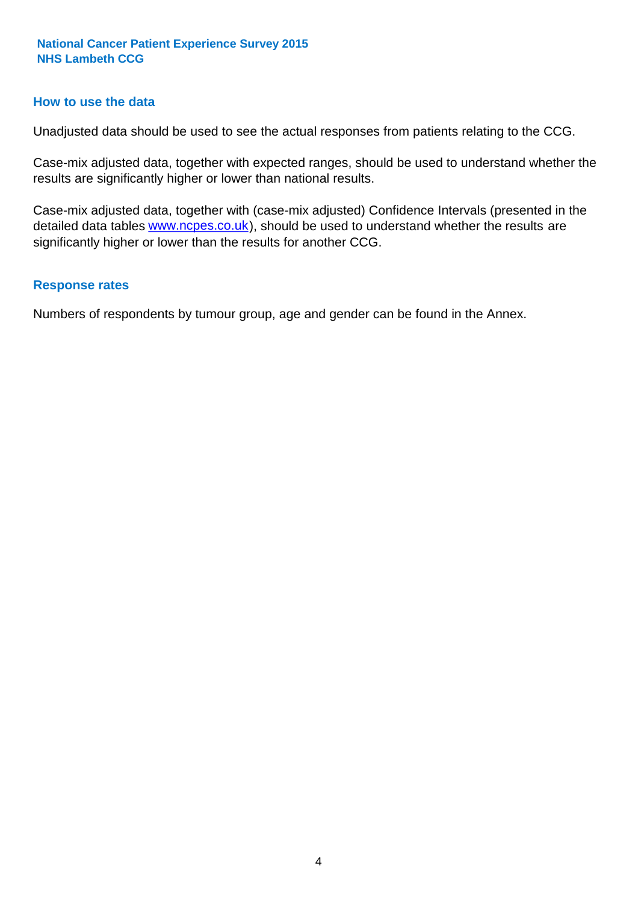## How to use the data

Unadjusted data should be used to see the actual responses from patients relating to the CCG.

Case-mix adjusted data, together with expected ranges, should be used to understand whether the results are significantly higher or lower than national results.

Case-mix adjusted data, together with (case-mix adjusted) Confidence Intervals (presented in the detailed data tables www.ncpes.co.uk), should be used to understand whether the results are significantly higher or lower than the results for another CCG.

## Response rates

Numbers of respondents by tumour group, age and gender can be found in the Annex.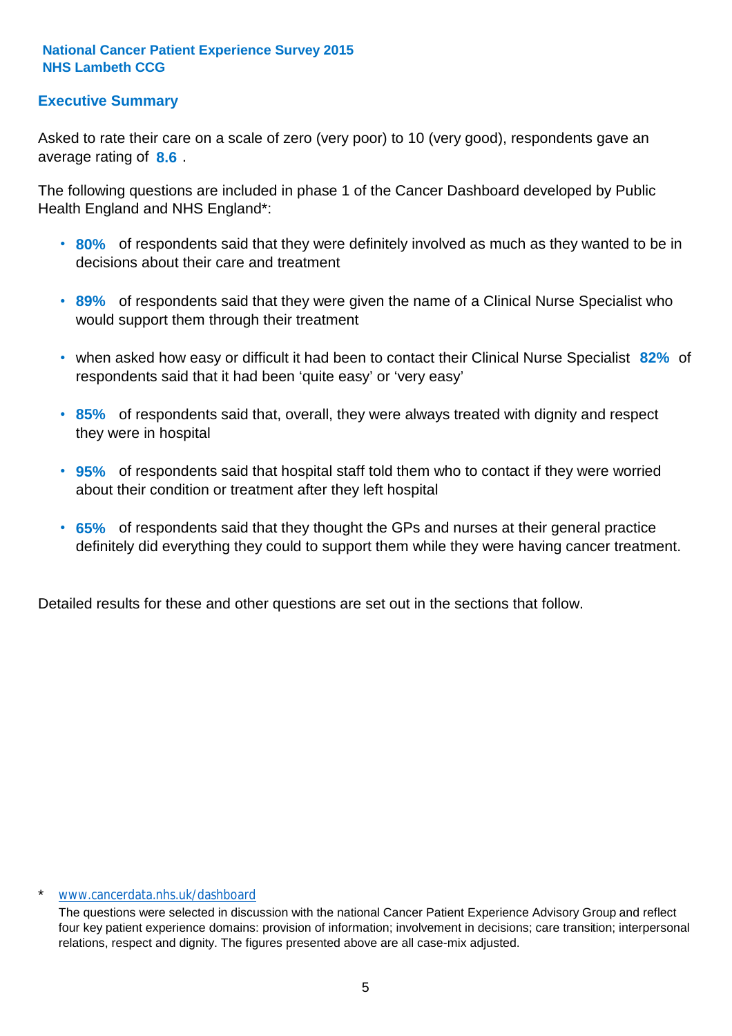**National Cancer Patient Experience Survey 2015**
**NHS Lambeth CCG**

## Executive Summary

Asked to rate their care on a scale of zero (very poor) to 10 (very good), respondents gave an average rating of **8.6** .

The following questions are included in phase 1 of the Cancer Dashboard developed by Public Health England and NHS England*:

- **80%** of respondents said that they were definitely involved as much as they wanted to be in decisions about their care and treatment
- **89%** of respondents said that they were given the name of a Clinical Nurse Specialist who would support them through their treatment
- when asked how easy or difficult it had been to contact their Clinical Nurse Specialist **82%** of respondents said that it had been 'quite easy' or 'very easy'
- **85%** of respondents said that, overall, they were always treated with dignity and respect they were in hospital
- **95%** of respondents said that hospital staff told them who to contact if they were worried about their condition or treatment after they left hospital
- **65%** of respondents said that they thought the GPs and nurses at their general practice definitely did everything they could to support them while they were having cancer treatment.

Detailed results for these and other questions are set out in the sections that follow.

\* www.cancerdata.nhs.uk/dashboard

The questions were selected in discussion with the national Cancer Patient Experience Advisory Group and reflect four key patient experience domains: provision of information; involvement in decisions; care transition; interpersonal relations, respect and dignity. The figures presented above are all case-mix adjusted.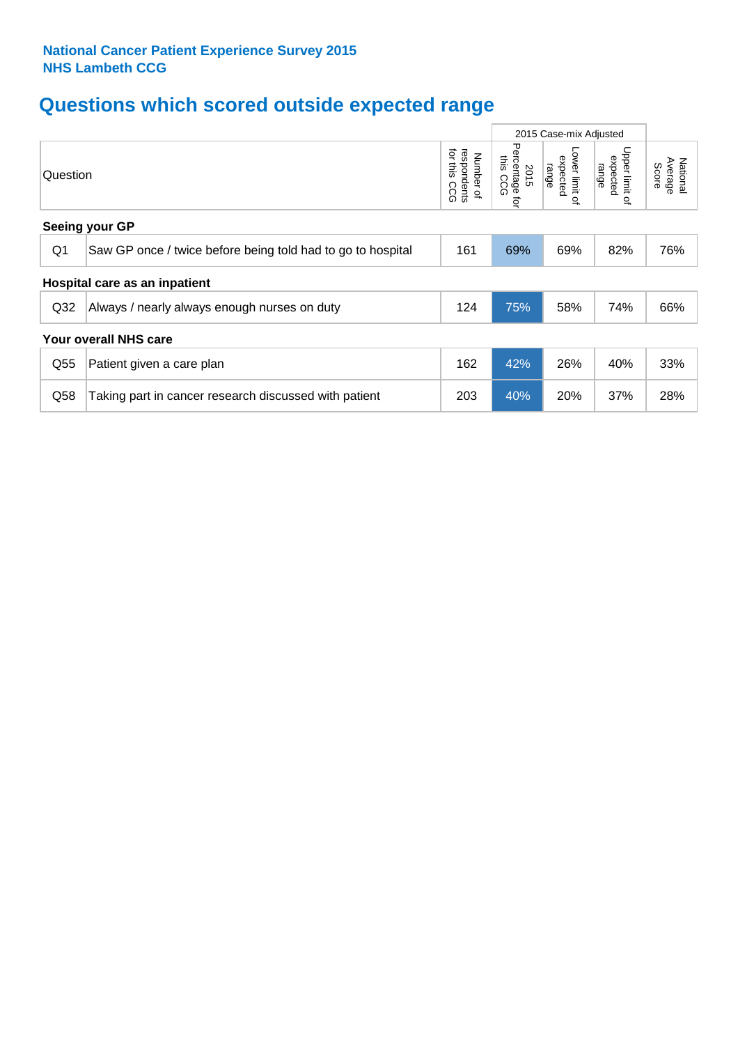**National Cancer Patient Experience Survey 2015**
**NHS Lambeth CCG**

# Questions which scored outside expected range

| | | | 2015 Case-mix Adjusted | | | |
|---|---|---|---|---|---|---|
| Question | | Number of respondents for this CCG | 2015 Percentage for this CCG | Lower limit of expected range | Upper limit of expected range | National Average Score |
| **Seeing your GP** | | | | | | |
| Q1 | Saw GP once / twice before being told had to go to hospital | 161 | 69% | 69% | 82% | 76% |
| **Hospital care as an inpatient** | | | | | | |
| Q32 | Always / nearly always enough nurses on duty | 124 | 75% | 58% | 74% | 66% |
| **Your overall NHS care** | | | | | | |
| Q55 | Patient given a care plan | 162 | 42% | 26% | 40% | 33% |
| Q58 | Taking part in cancer research discussed with patient | 203 | 40% | 20% | 37% | 28% |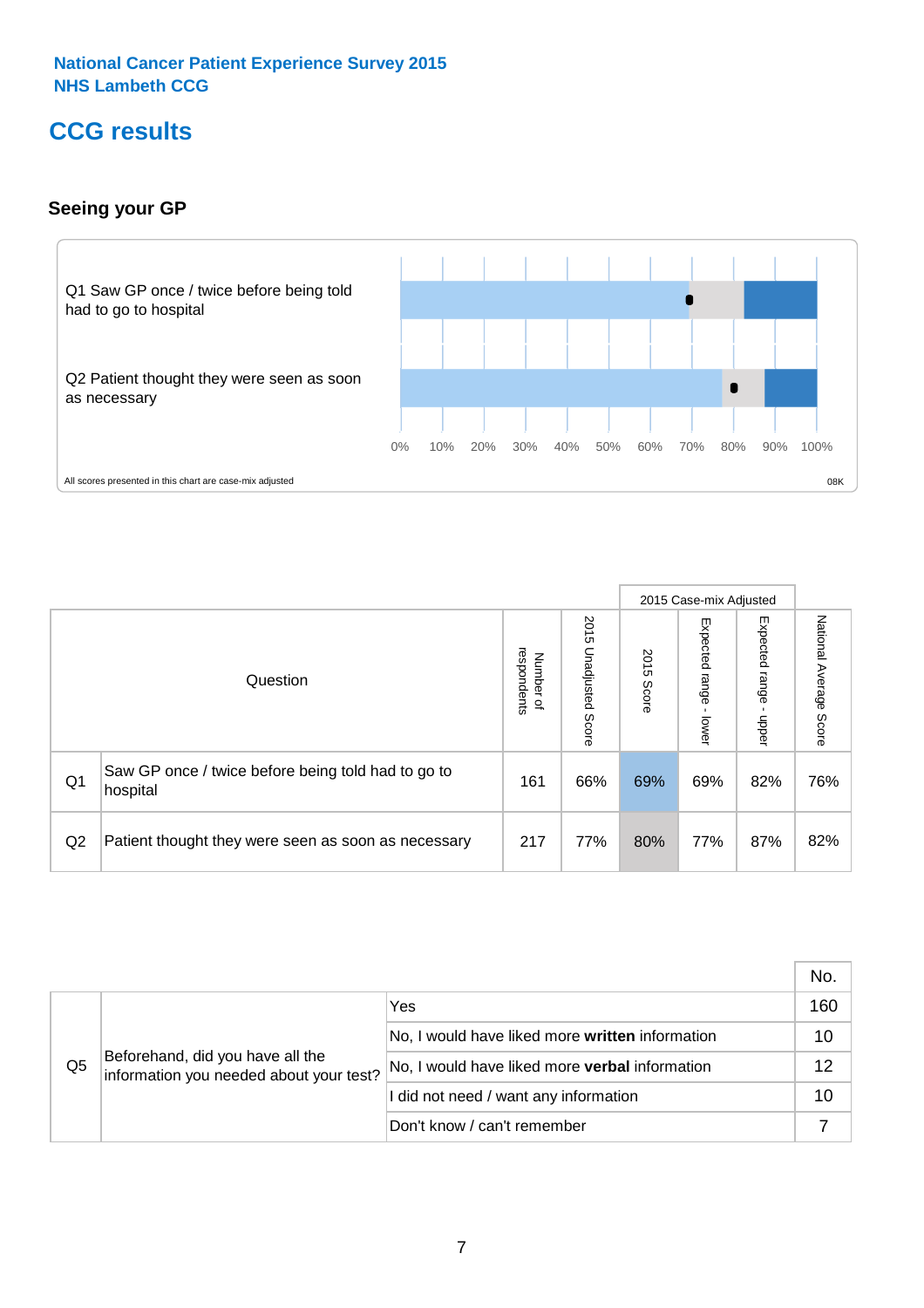National Cancer Patient Experience Survey 2015
NHS Lambeth CCG

# CCG results

## Seeing your GP

Q1 Saw GP once / twice before being told had to go to hospital

Q2 Patient thought they were seen as soon as necessary

0% 10% 20% 30% 40% 50% 60% 70% 80% 90% 100%

All scores presented in this chart are case-mix adjusted

08K

| | Question | Number of respondents | 2015 Unadjusted Score | 2015 Case-mix Adjusted: 2015 Score | 2015 Case-mix Adjusted: Expected range - lower | 2015 Case-mix Adjusted: Expected range - upper | National Average Score |
|---|---|---|---|---|---|---|---|
| Q1 | Saw GP once / twice before being told had to go to hospital | 161 | 66% | 69% | 69% | 82% | 76% |
| Q2 | Patient thought they were seen as soon as necessary | 217 | 77% | 80% | 77% | 87% | 82% |

| | | | No. |
|---|---|---|---|
| Q5 | Beforehand, did you have all the information you needed about your test? | Yes | 160 |
| | | No, I would have liked more **written** information | 10 |
| | | No, I would have liked more **verbal** information | 12 |
| | | I did not need / want any information | 10 |
| | | Don't know / can't remember | 7 |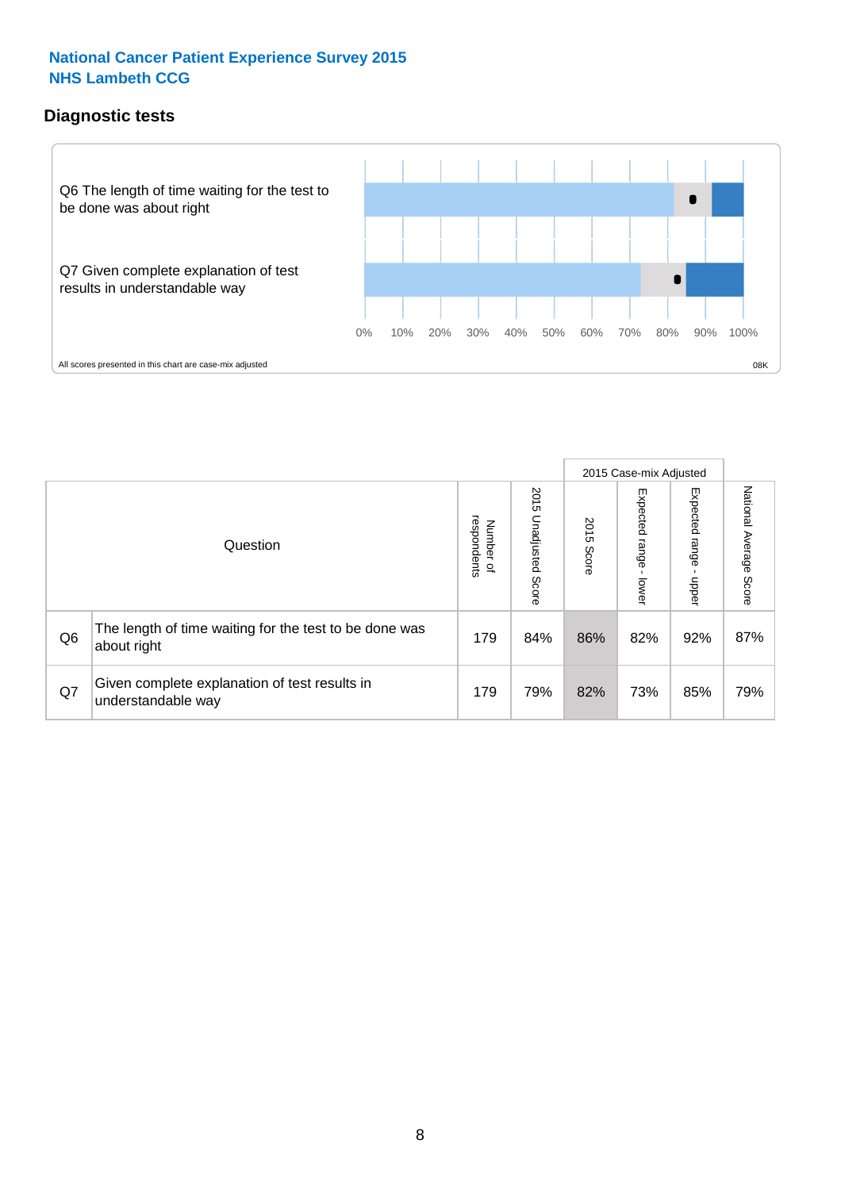**National Cancer Patient Experience Survey 2015**
**NHS Lambeth CCG**

## Diagnostic tests

Q6 The length of time waiting for the test to be done was about right

Q7 Given complete explanation of test results in understandable way

0% 10% 20% 30% 40% 50% 60% 70% 80% 90% 100%

All scores presented in this chart are case-mix adjusted

08K

| Question | | Number of respondents | 2015 Unadjusted Score | 2015 Case-mix Adjusted 2015 Score | 2015 Case-mix Adjusted Expected range - lower | 2015 Case-mix Adjusted Expected range - upper | National Average Score |
|---|---|---|---|---|---|---|---|
| Q6 | The length of time waiting for the test to be done was about right | 179 | 84% | 86% | 82% | 92% | 87% |
| Q7 | Given complete explanation of test results in understandable way | 179 | 79% | 82% | 73% | 85% | 79% |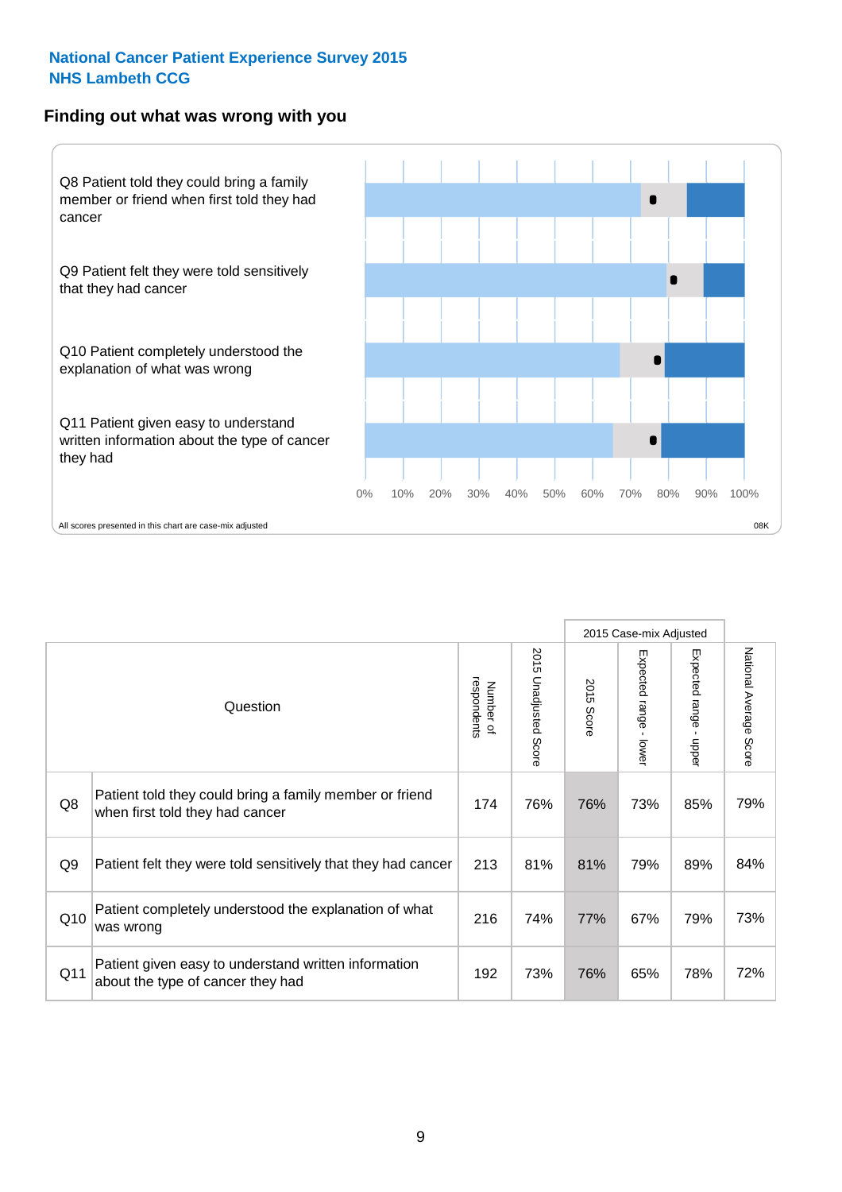National Cancer Patient Experience Survey 2015
NHS Lambeth CCG

## Finding out what was wrong with you

Q8 Patient told they could bring a family member or friend when first told they had cancer

Q9 Patient felt they were told sensitively that they had cancer

Q10 Patient completely understood the explanation of what was wrong

Q11 Patient given easy to understand written information about the type of cancer they had

0% 10% 20% 30% 40% 50% 60% 70% 80% 90% 100%

All scores presented in this chart are case-mix adjusted

08K

| | Question | Number of respondents | 2015 Unadjusted Score | 2015 Case-mix Adjusted | | | National Average Score |
|---|---|---|---|---|---|---|---|
| | | | | 2015 Score | Expected range - lower | Expected range - upper | |
| Q8 | Patient told they could bring a family member or friend when first told they had cancer | 174 | 76% | 76% | 73% | 85% | 79% |
| Q9 | Patient felt they were told sensitively that they had cancer | 213 | 81% | 81% | 79% | 89% | 84% |
| Q10 | Patient completely understood the explanation of what was wrong | 216 | 74% | 77% | 67% | 79% | 73% |
| Q11 | Patient given easy to understand written information about the type of cancer they had | 192 | 73% | 76% | 65% | 78% | 72% |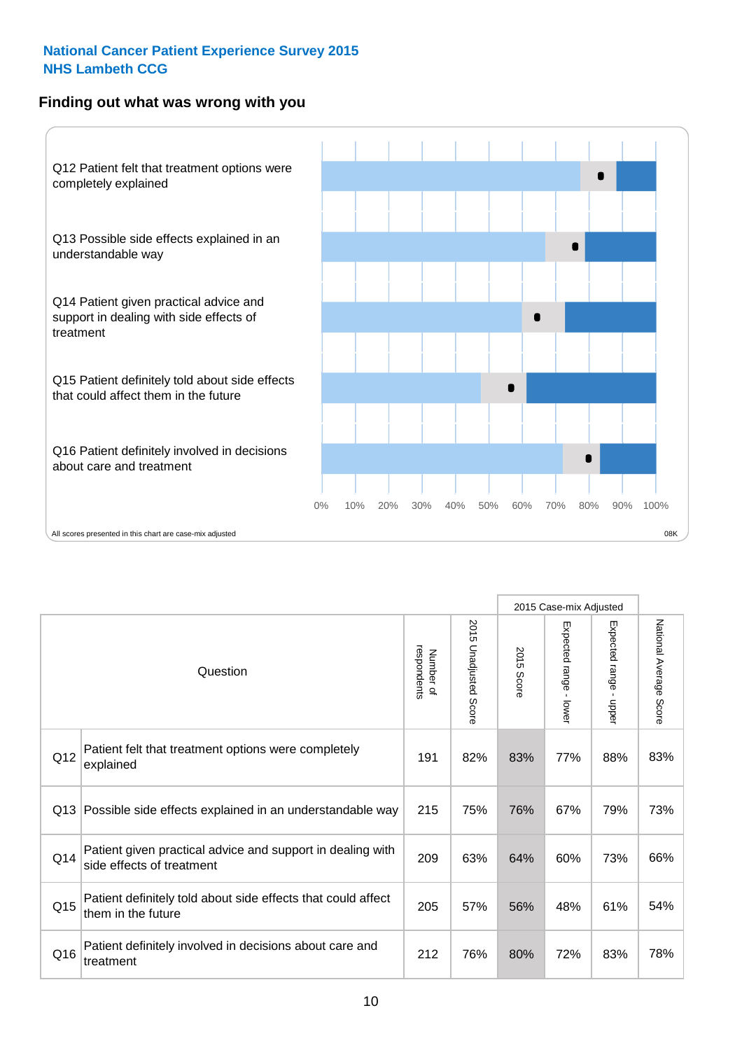**National Cancer Patient Experience Survey 2015**
**NHS Lambeth CCG**

## Finding out what was wrong with you

Q12 Patient felt that treatment options were completely explained

Q13 Possible side effects explained in an understandable way

Q14 Patient given practical advice and support in dealing with side effects of treatment

Q15 Patient definitely told about side effects that could affect them in the future

Q16 Patient definitely involved in decisions about care and treatment

0% 10% 20% 30% 40% 50% 60% 70% 80% 90% 100%

All scores presented in this chart are case-mix adjusted

08K

| | Question | Number of respondents | 2015 Unadjusted Score | 2015 Case-mix Adjusted: 2015 Score | 2015 Case-mix Adjusted: Expected range - lower | 2015 Case-mix Adjusted: Expected range - upper | National Average Score |
|---|---|---|---|---|---|---|---|
| Q12 | Patient felt that treatment options were completely explained | 191 | 82% | 83% | 77% | 88% | 83% |
| Q13 | Possible side effects explained in an understandable way | 215 | 75% | 76% | 67% | 79% | 73% |
| Q14 | Patient given practical advice and support in dealing with side effects of treatment | 209 | 63% | 64% | 60% | 73% | 66% |
| Q15 | Patient definitely told about side effects that could affect them in the future | 205 | 57% | 56% | 48% | 61% | 54% |
| Q16 | Patient definitely involved in decisions about care and treatment | 212 | 76% | 80% | 72% | 83% | 78% |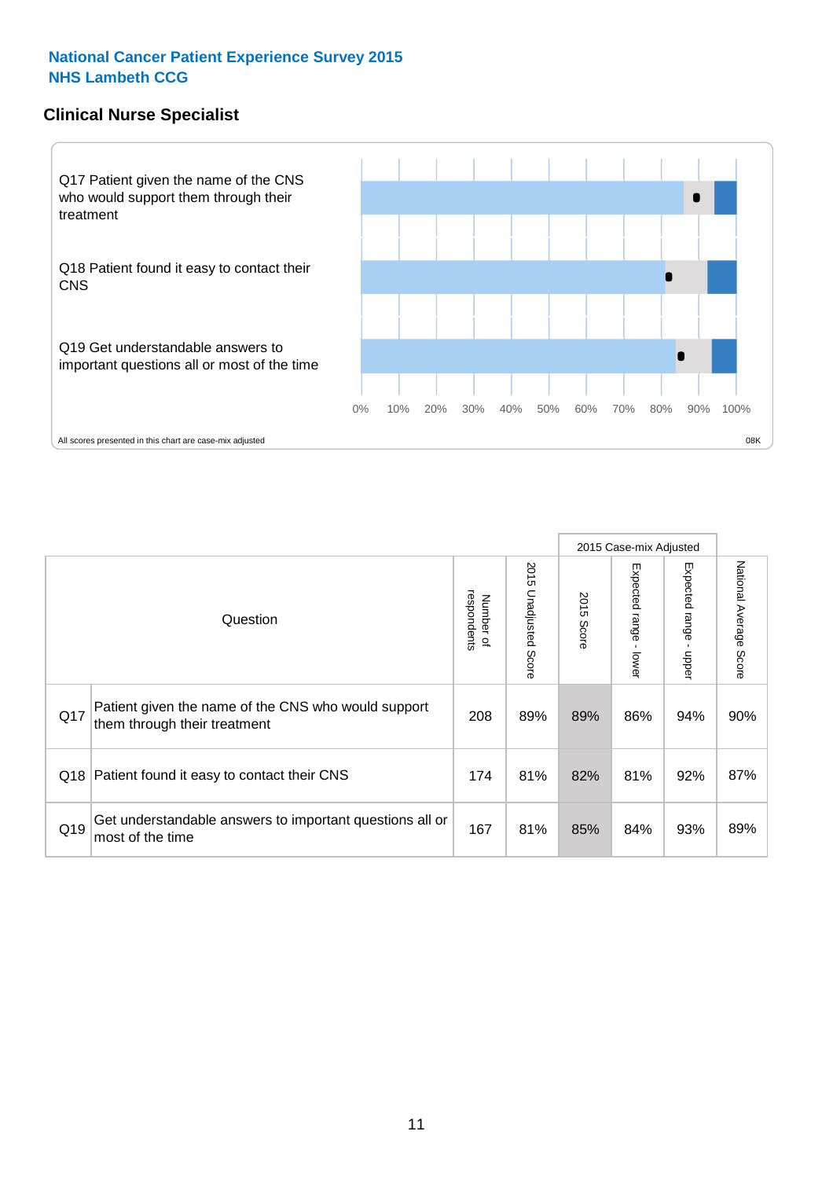**National Cancer Patient Experience Survey 2015**
**NHS Lambeth CCG**

## Clinical Nurse Specialist

Q17 Patient given the name of the CNS who would support them through their treatment

Q18 Patient found it easy to contact their CNS

Q19 Get understandable answers to important questions all or most of the time

0% 10% 20% 30% 40% 50% 60% 70% 80% 90% 100%

All scores presented in this chart are case-mix adjusted

08K

| | Question | Number of respondents | 2015 Unadjusted Score | 2015 Case-mix Adjusted: 2015 Score | 2015 Case-mix Adjusted: Expected range - lower | 2015 Case-mix Adjusted: Expected range - upper | National Average Score |
|---|---|---|---|---|---|---|---|
| Q17 | Patient given the name of the CNS who would support them through their treatment | 208 | 89% | 89% | 86% | 94% | 90% |
| Q18 | Patient found it easy to contact their CNS | 174 | 81% | 82% | 81% | 92% | 87% |
| Q19 | Get understandable answers to important questions all or most of the time | 167 | 81% | 85% | 84% | 93% | 89% |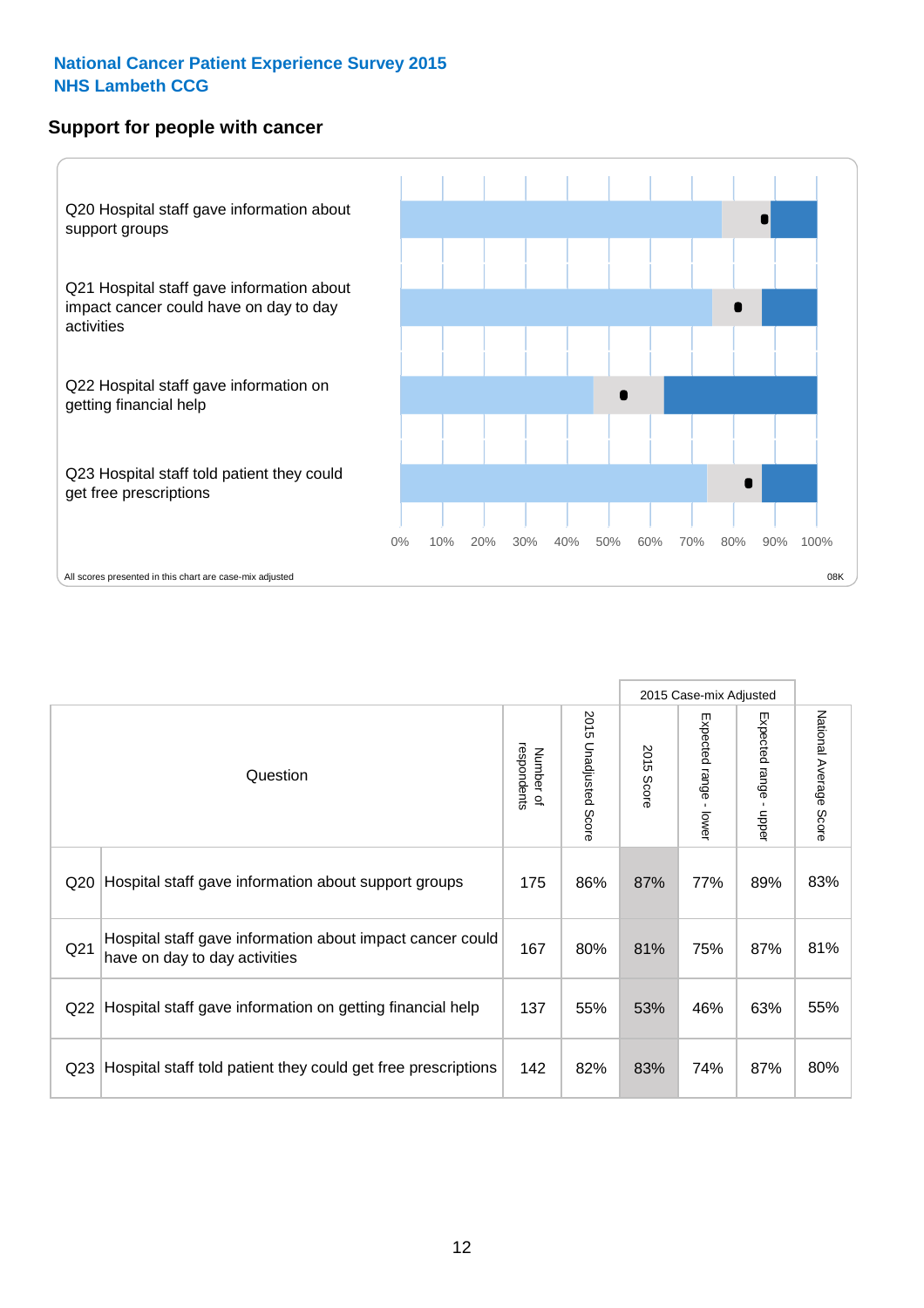**National Cancer Patient Experience Survey 2015**
**NHS Lambeth CCG**

## Support for people with cancer

Q20 Hospital staff gave information about support groups

Q21 Hospital staff gave information about impact cancer could have on day to day activities

Q22 Hospital staff gave information on getting financial help

Q23 Hospital staff told patient they could get free prescriptions

0% 10% 20% 30% 40% 50% 60% 70% 80% 90% 100%

All scores presented in this chart are case-mix adjusted

08K

| | Question | Number of respondents | 2015 Unadjusted Score | 2015 Case-mix Adjusted: 2015 Score | 2015 Case-mix Adjusted: Expected range - lower | 2015 Case-mix Adjusted: Expected range - upper | National Average Score |
|---|---|---|---|---|---|---|---|
| Q20 | Hospital staff gave information about support groups | 175 | 86% | 87% | 77% | 89% | 83% |
| Q21 | Hospital staff gave information about impact cancer could have on day to day activities | 167 | 80% | 81% | 75% | 87% | 81% |
| Q22 | Hospital staff gave information on getting financial help | 137 | 55% | 53% | 46% | 63% | 55% |
| Q23 | Hospital staff told patient they could get free prescriptions | 142 | 82% | 83% | 74% | 87% | 80% |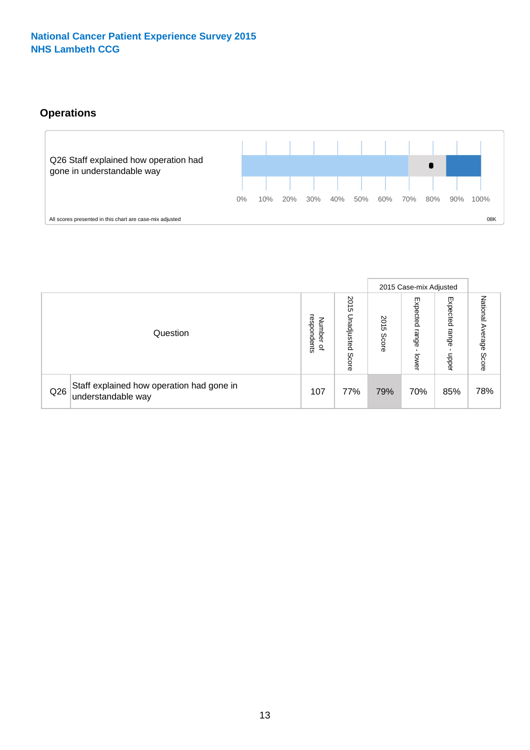National Cancer Patient Experience Survey 2015
NHS Lambeth CCG

## Operations

Q26 Staff explained how operation had gone in understandable way

0% 10% 20% 30% 40% 50% 60% 70% 80% 90% 100%

All scores presented in this chart are case-mix adjusted

08K

| | Question | Number of respondents | 2015 Unadjusted Score | 2015 Case-mix Adjusted | | | National Average Score |
|---|---|---|---|---|---|---|---|
| | | | | 2015 Score | Expected range - lower | Expected range - upper | |
| Q26 | Staff explained how operation had gone in understandable way | 107 | 77% | 79% | 70% | 85% | 78% |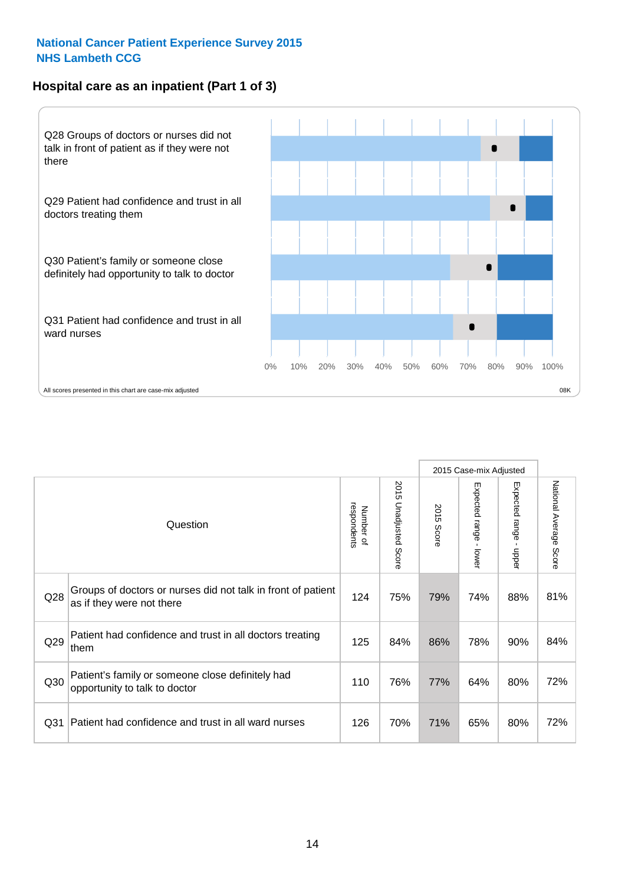**National Cancer Patient Experience Survey 2015**
**NHS Lambeth CCG**

## Hospital care as an inpatient (Part 1 of 3)

Q28 Groups of doctors or nurses did not talk in front of patient as if they were not there

Q29 Patient had confidence and trust in all doctors treating them

Q30 Patient's family or someone close definitely had opportunity to talk to doctor

Q31 Patient had confidence and trust in all ward nurses

0% 10% 20% 30% 40% 50% 60% 70% 80% 90% 100%

All scores presented in this chart are case-mix adjusted

08K

| | Question | Number of respondents | 2015 Unadjusted Score | 2015 Case-mix Adjusted: 2015 Score | 2015 Case-mix Adjusted: Expected range - lower | 2015 Case-mix Adjusted: Expected range - upper | National Average Score |
|---|---|---|---|---|---|---|---|
| Q28 | Groups of doctors or nurses did not talk in front of patient as if they were not there | 124 | 75% | 79% | 74% | 88% | 81% |
| Q29 | Patient had confidence and trust in all doctors treating them | 125 | 84% | 86% | 78% | 90% | 84% |
| Q30 | Patient's family or someone close definitely had opportunity to talk to doctor | 110 | 76% | 77% | 64% | 80% | 72% |
| Q31 | Patient had confidence and trust in all ward nurses | 126 | 70% | 71% | 65% | 80% | 72% |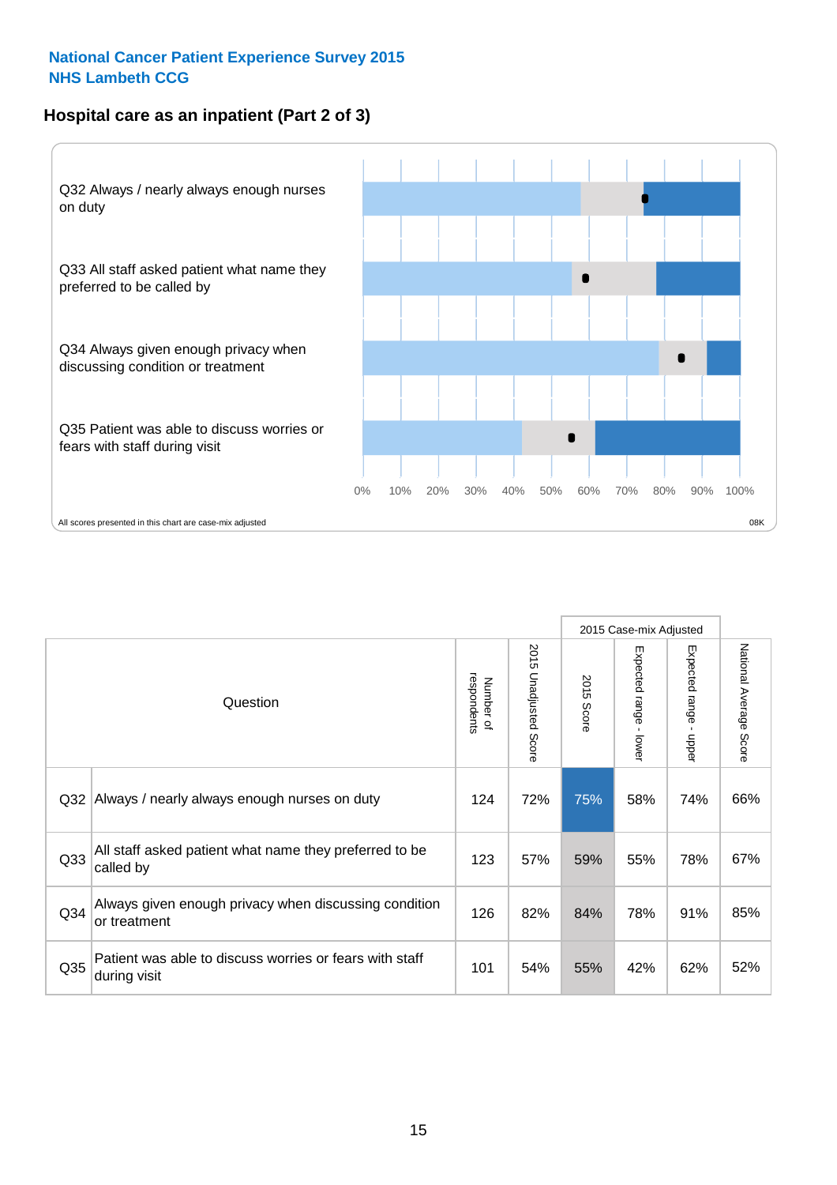National Cancer Patient Experience Survey 2015
NHS Lambeth CCG

## Hospital care as an inpatient (Part 2 of 3)

Q32 Always / nearly always enough nurses on duty

Q33 All staff asked patient what name they preferred to be called by

Q34 Always given enough privacy when discussing condition or treatment

Q35 Patient was able to discuss worries or fears with staff during visit

0% 10% 20% 30% 40% 50% 60% 70% 80% 90% 100%

All scores presented in this chart are case-mix adjusted

08K

| Question | | Number of respondents | 2015 Unadjusted Score | 2015 Case-mix Adjusted: 2015 Score | 2015 Case-mix Adjusted: Expected range - lower | 2015 Case-mix Adjusted: Expected range - upper | National Average Score |
|---|---|---|---|---|---|---|---|
| Q32 | Always / nearly always enough nurses on duty | 124 | 72% | 75% | 58% | 74% | 66% |
| Q33 | All staff asked patient what name they preferred to be called by | 123 | 57% | 59% | 55% | 78% | 67% |
| Q34 | Always given enough privacy when discussing condition or treatment | 126 | 82% | 84% | 78% | 91% | 85% |
| Q35 | Patient was able to discuss worries or fears with staff during visit | 101 | 54% | 55% | 42% | 62% | 52% |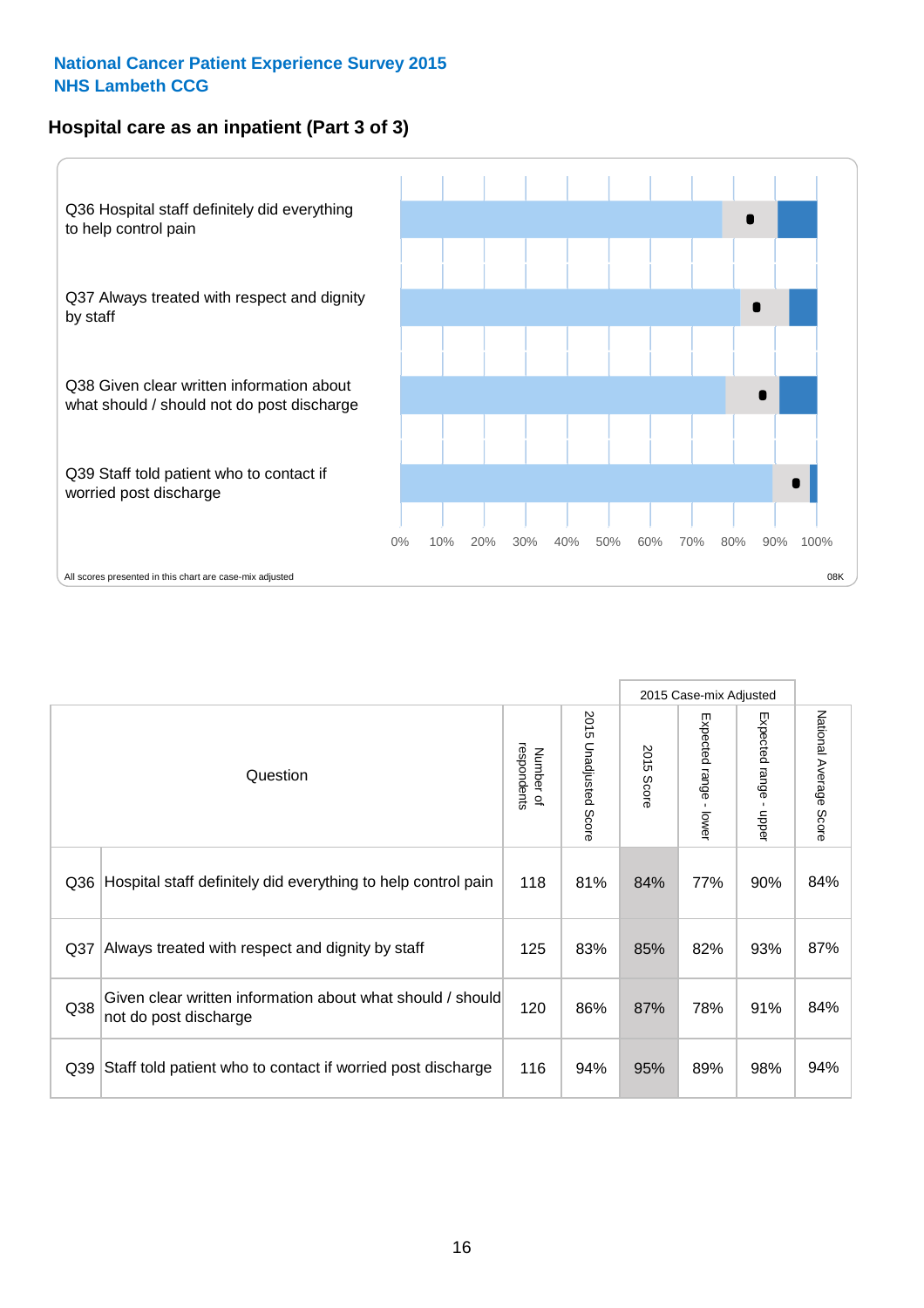National Cancer Patient Experience Survey 2015
NHS Lambeth CCG

## Hospital care as an inpatient (Part 3 of 3)

Q36 Hospital staff definitely did everything to help control pain

Q37 Always treated with respect and dignity by staff

Q38 Given clear written information about what should / should not do post discharge

Q39 Staff told patient who to contact if worried post discharge

0% 10% 20% 30% 40% 50% 60% 70% 80% 90% 100%

All scores presented in this chart are case-mix adjusted

08K

| Question | | Number of respondents | 2015 Unadjusted Score | 2015 Case-mix Adjusted: 2015 Score | 2015 Case-mix Adjusted: Expected range - lower | 2015 Case-mix Adjusted: Expected range - upper | National Average Score |
|---|---|---|---|---|---|---|---|
| Q36 | Hospital staff definitely did everything to help control pain | 118 | 81% | 84% | 77% | 90% | 84% |
| Q37 | Always treated with respect and dignity by staff | 125 | 83% | 85% | 82% | 93% | 87% |
| Q38 | Given clear written information about what should / should not do post discharge | 120 | 86% | 87% | 78% | 91% | 84% |
| Q39 | Staff told patient who to contact if worried post discharge | 116 | 94% | 95% | 89% | 98% | 94% |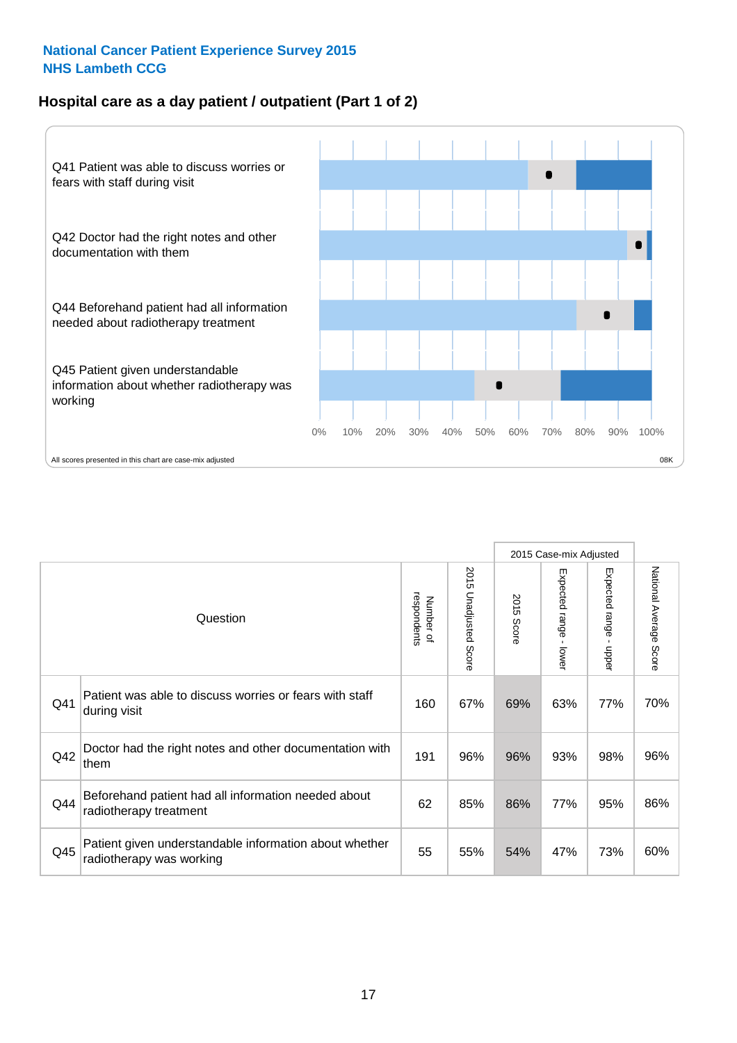**National Cancer Patient Experience Survey 2015**
**NHS Lambeth CCG**

## Hospital care as a day patient / outpatient (Part 1 of 2)

Q41 Patient was able to discuss worries or fears with staff during visit

Q42 Doctor had the right notes and other documentation with them

Q44 Beforehand patient had all information needed about radiotherapy treatment

Q45 Patient given understandable information about whether radiotherapy was working

0% 10% 20% 30% 40% 50% 60% 70% 80% 90% 100%

All scores presented in this chart are case-mix adjusted

08K

| Question | | Number of respondents | 2015 Unadjusted Score | 2015 Case-mix Adjusted | | | National Average Score |
|---|---|---|---|---|---|---|---|
| | | | | 2015 Score | Expected range - lower | Expected range - upper | |
| Q41 | Patient was able to discuss worries or fears with staff during visit | 160 | 67% | 69% | 63% | 77% | 70% |
| Q42 | Doctor had the right notes and other documentation with them | 191 | 96% | 96% | 93% | 98% | 96% |
| Q44 | Beforehand patient had all information needed about radiotherapy treatment | 62 | 85% | 86% | 77% | 95% | 86% |
| Q45 | Patient given understandable information about whether radiotherapy was working | 55 | 55% | 54% | 47% | 73% | 60% |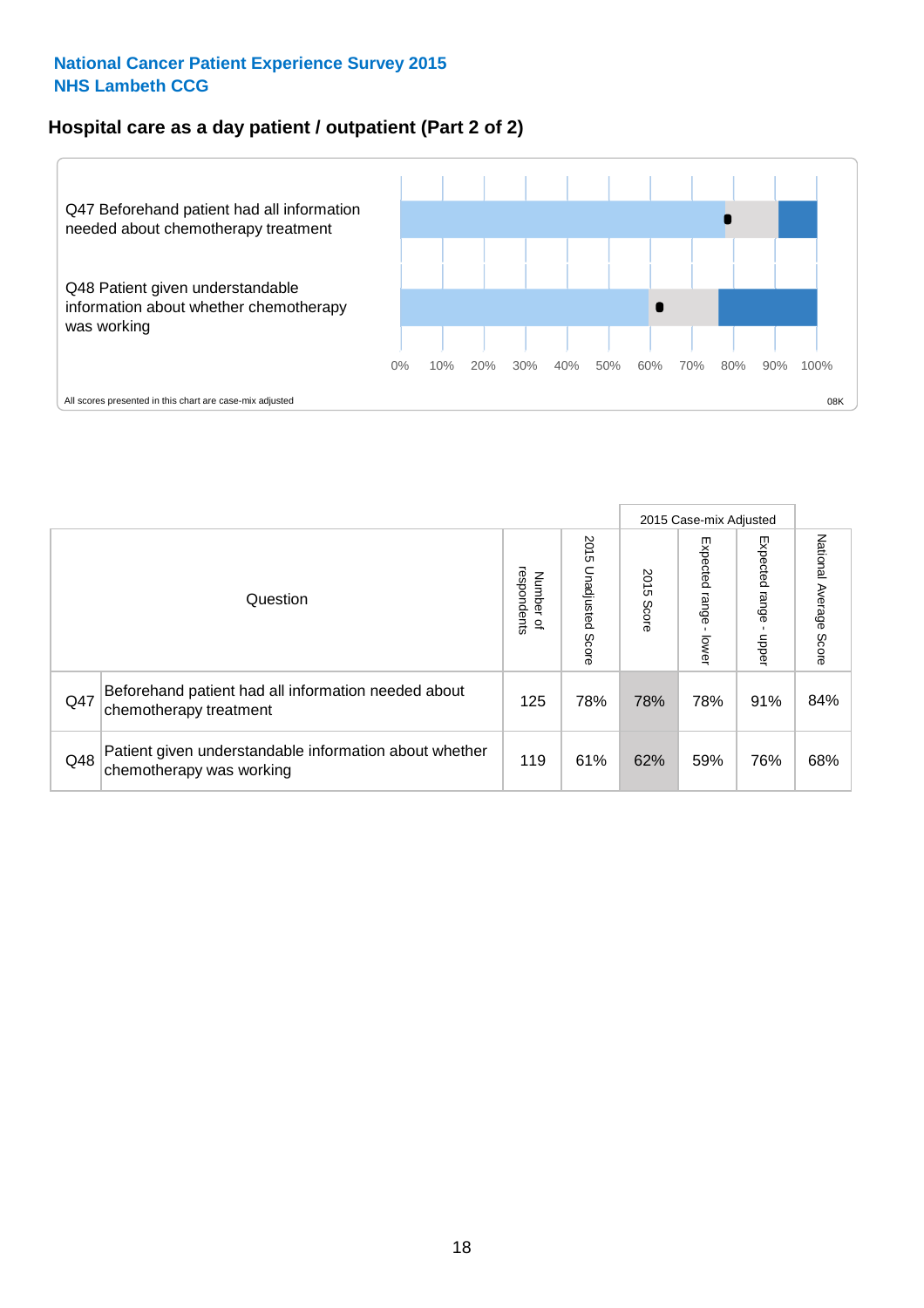National Cancer Patient Experience Survey 2015
NHS Lambeth CCG

## Hospital care as a day patient / outpatient (Part 2 of 2)

Q47 Beforehand patient had all information needed about chemotherapy treatment

Q48 Patient given understandable information about whether chemotherapy was working

0% 10% 20% 30% 40% 50% 60% 70% 80% 90% 100%

All scores presented in this chart are case-mix adjusted

08K

| Question | | Number of respondents | 2015 Unadjusted Score | 2015 Case-mix Adjusted 2015 Score | 2015 Case-mix Adjusted Expected range - lower | 2015 Case-mix Adjusted Expected range - upper | National Average Score |
|---|---|---|---|---|---|---|---|
| Q47 | Beforehand patient had all information needed about chemotherapy treatment | 125 | 78% | 78% | 78% | 91% | 84% |
| Q48 | Patient given understandable information about whether chemotherapy was working | 119 | 61% | 62% | 59% | 76% | 68% |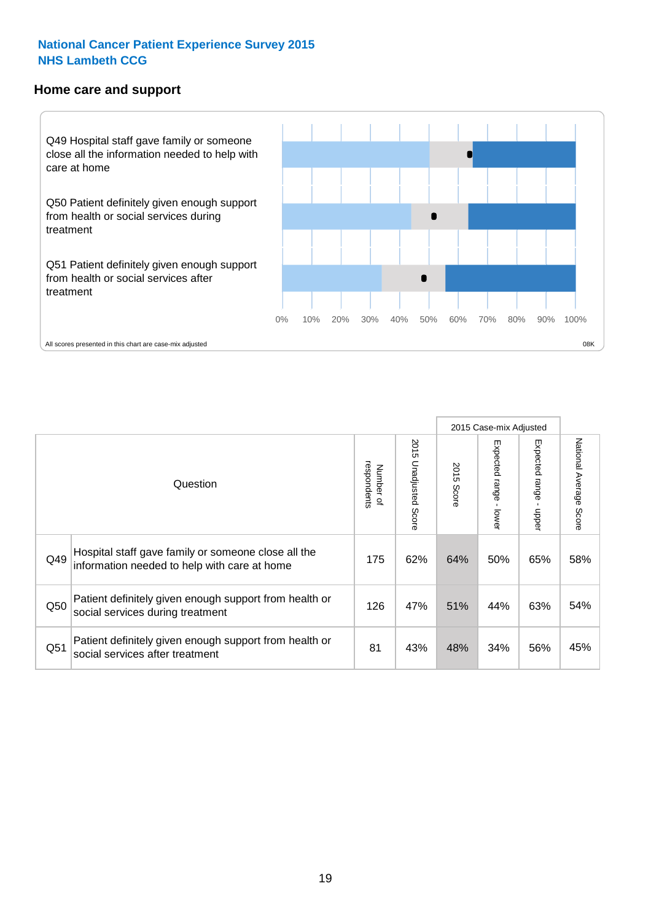**National Cancer Patient Experience Survey 2015**
**NHS Lambeth CCG**

## Home care and support

Q49 Hospital staff gave family or someone close all the information needed to help with care at home

Q50 Patient definitely given enough support from health or social services during treatment

Q51 Patient definitely given enough support from health or social services after treatment

0% 10% 20% 30% 40% 50% 60% 70% 80% 90% 100%

All scores presented in this chart are case-mix adjusted

08K

| | Question | Number of respondents | 2015 Unadjusted Score | 2015 Case-mix Adjusted: 2015 Score | 2015 Case-mix Adjusted: Expected range - lower | 2015 Case-mix Adjusted: Expected range - upper | National Average Score |
|---|---|---|---|---|---|---|---|
| Q49 | Hospital staff gave family or someone close all the information needed to help with care at home | 175 | 62% | 64% | 50% | 65% | 58% |
| Q50 | Patient definitely given enough support from health or social services during treatment | 126 | 47% | 51% | 44% | 63% | 54% |
| Q51 | Patient definitely given enough support from health or social services after treatment | 81 | 43% | 48% | 34% | 56% | 45% |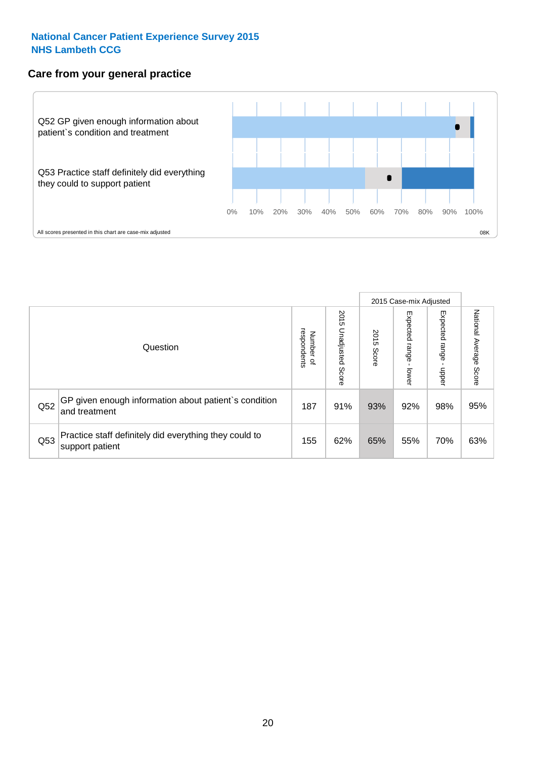**National Cancer Patient Experience Survey 2015**
**NHS Lambeth CCG**

## Care from your general practice

Q52 GP given enough information about patient`s condition and treatment

Q53 Practice staff definitely did everything they could to support patient

0% 10% 20% 30% 40% 50% 60% 70% 80% 90% 100%

All scores presented in this chart are case-mix adjusted

08K

| Question | | Number of respondents | 2015 Unadjusted Score | 2015 Case-mix Adjusted: 2015 Score | 2015 Case-mix Adjusted: Expected range - lower | 2015 Case-mix Adjusted: Expected range - upper | National Average Score |
|---|---|---|---|---|---|---|---|
| Q52 | GP given enough information about patient`s condition and treatment | 187 | 91% | 93% | 92% | 98% | 95% |
| Q53 | Practice staff definitely did everything they could to support patient | 155 | 62% | 65% | 55% | 70% | 63% |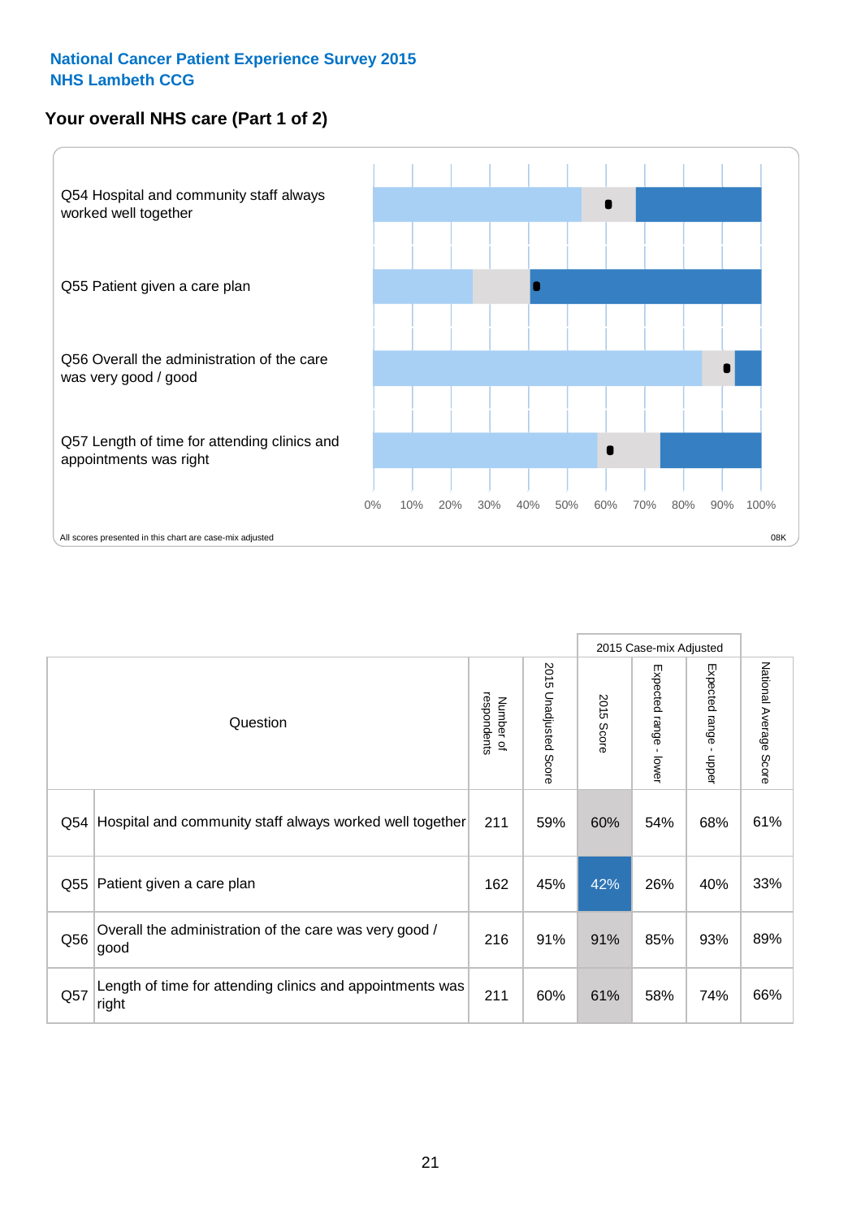**National Cancer Patient Experience Survey 2015**
**NHS Lambeth CCG**

## Your overall NHS care (Part 1 of 2)

Q54 Hospital and community staff always worked well together

Q55 Patient given a care plan

Q56 Overall the administration of the care was very good / good

Q57 Length of time for attending clinics and appointments was right

0% 10% 20% 30% 40% 50% 60% 70% 80% 90% 100%

All scores presented in this chart are case-mix adjusted

08K

| Question | | Number of respondents | 2015 Unadjusted Score | 2015 Case-mix Adjusted: 2015 Score | 2015 Case-mix Adjusted: Expected range - lower | 2015 Case-mix Adjusted: Expected range - upper | National Average Score |
|---|---|---|---|---|---|---|---|
| Q54 | Hospital and community staff always worked well together | 211 | 59% | 60% | 54% | 68% | 61% |
| Q55 | Patient given a care plan | 162 | 45% | 42% | 26% | 40% | 33% |
| Q56 | Overall the administration of the care was very good / good | 216 | 91% | 91% | 85% | 93% | 89% |
| Q57 | Length of time for attending clinics and appointments was right | 211 | 60% | 61% | 58% | 74% | 66% |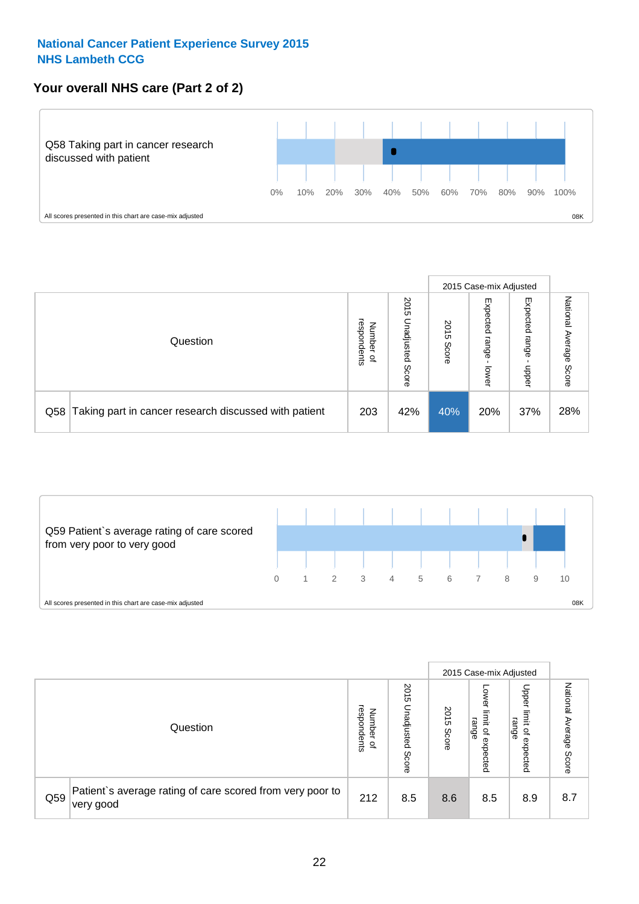**National Cancer Patient Experience Survey 2015**
**NHS Lambeth CCG**

## Your overall NHS care (Part 2 of 2)

Q58 Taking part in cancer research discussed with patient

0% 10% 20% 30% 40% 50% 60% 70% 80% 90% 100%

All scores presented in this chart are case-mix adjusted

08K

| Question | | Number of respondents | 2015 Unadjusted Score | 2015 Case-mix Adjusted | | | National Average Score |
|---|---|---|---|---|---|---|---|
| | | | | 2015 Score | Expected range - lower | Expected range - upper | |
| Q58 | Taking part in cancer research discussed with patient | 203 | 42% | 40% | 20% | 37% | 28% |

Q59 Patient`s average rating of care scored from very poor to very good

0 1 2 3 4 5 6 7 8 9 10

All scores presented in this chart are case-mix adjusted

08K

| Question | | Number of respondents | 2015 Unadjusted Score | 2015 Case-mix Adjusted | | | National Average Score |
|---|---|---|---|---|---|---|---|
| | | | | 2015 Score | Lower limit of expected range | Upper limit of expected range | |
| Q59 | Patient`s average rating of care scored from very poor to very good | 212 | 8.5 | 8.6 | 8.5 | 8.9 | 8.7 |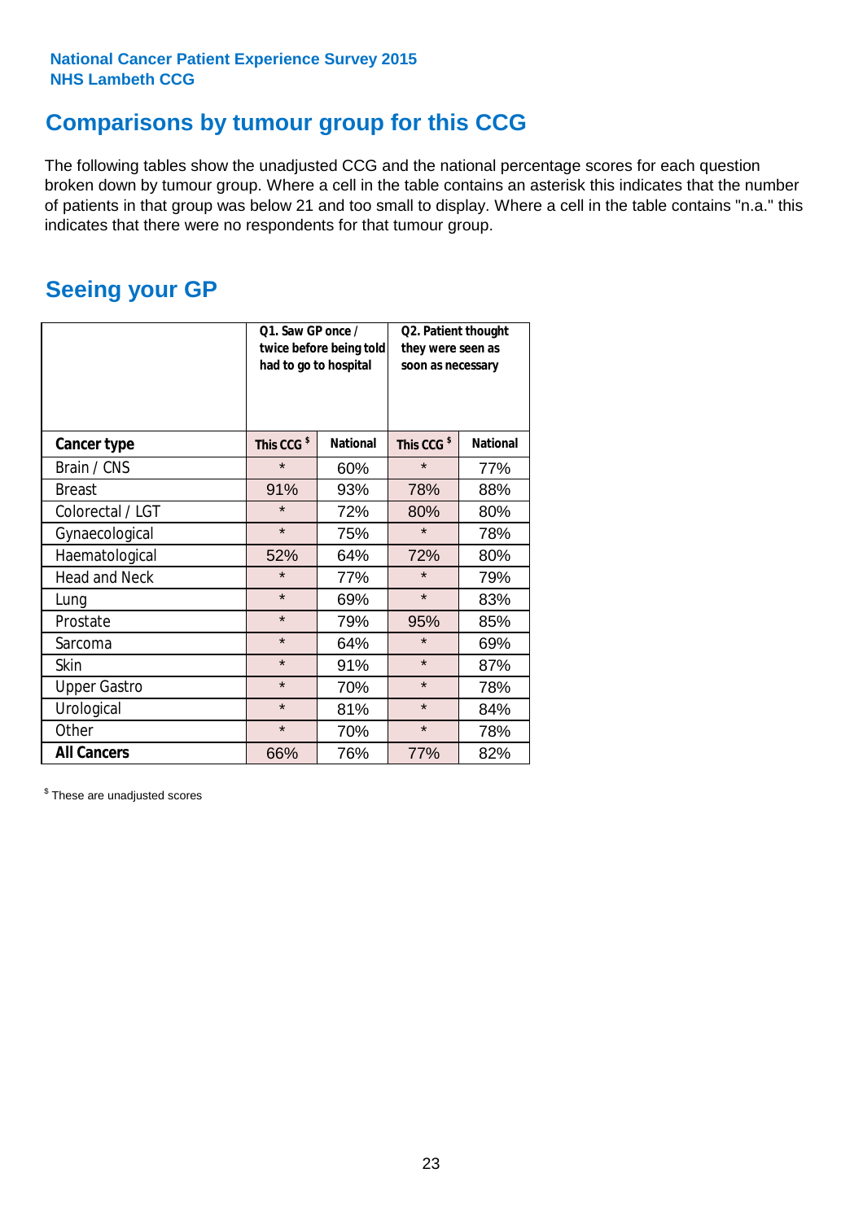National Cancer Patient Experience Survey 2015
NHS Lambeth CCG

## Comparisons by tumour group for this CCG

The following tables show the unadjusted CCG and the national percentage scores for each question broken down by tumour group. Where a cell in the table contains an asterisk this indicates that the number of patients in that group was below 21 and too small to display. Where a cell in the table contains "n.a." this indicates that there were no respondents for that tumour group.

## Seeing your GP

| | Q1. Saw GP once / twice before being told had to go to hospital | | Q2. Patient thought they were seen as soon as necessary | |
|---|---|---|---|---|
| **Cancer type** | This CCG $ | National | This CCG $ | National |
| Brain / CNS | * | 60% | * | 77% |
| Breast | 91% | 93% | 78% | 88% |
| Colorectal / LGT | * | 72% | 80% | 80% |
| Gynaecological | * | 75% | * | 78% |
| Haematological | 52% | 64% | 72% | 80% |
| Head and Neck | * | 77% | * | 79% |
| Lung | * | 69% | * | 83% |
| Prostate | * | 79% | 95% | 85% |
| Sarcoma | * | 64% | * | 69% |
| Skin | * | 91% | * | 87% |
| Upper Gastro | * | 70% | * | 78% |
| Urological | * | 81% | * | 84% |
| Other | * | 70% | * | 78% |
| **All Cancers** | 66% | 76% | 77% | 82% |

$ These are unadjusted scores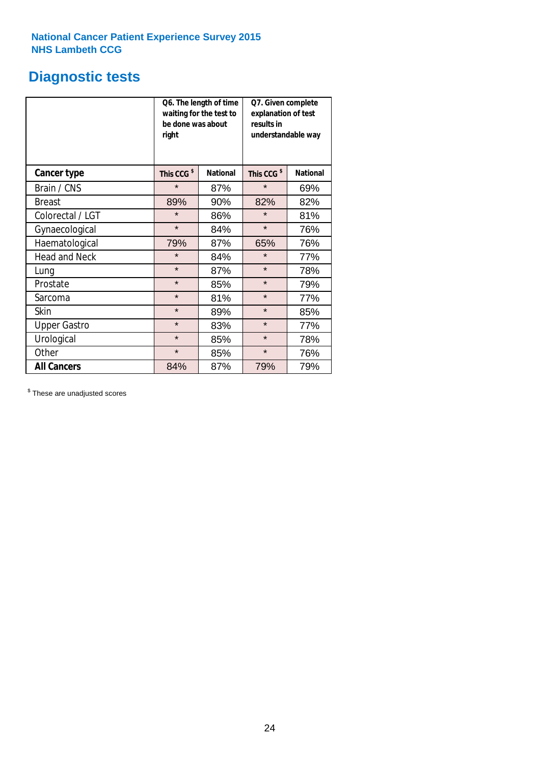**National Cancer Patient Experience Survey 2015**
**NHS Lambeth CCG**

# Diagnostic tests

| | Q6. The length of time waiting for the test to be done was about right | | Q7. Given complete explanation of test results in understandable way | |
|---|---|---|---|---|
| **Cancer type** | **This CCG $** | **National** | **This CCG $** | **National** |
| Brain / CNS | * | 87% | * | 69% |
| Breast | 89% | 90% | 82% | 82% |
| Colorectal / LGT | * | 86% | * | 81% |
| Gynaecological | * | 84% | * | 76% |
| Haematological | 79% | 87% | 65% | 76% |
| Head and Neck | * | 84% | * | 77% |
| Lung | * | 87% | * | 78% |
| Prostate | * | 85% | * | 79% |
| Sarcoma | * | 81% | * | 77% |
| Skin | * | 89% | * | 85% |
| Upper Gastro | * | 83% | * | 77% |
| Urological | * | 85% | * | 78% |
| Other | * | 85% | * | 76% |
| **All Cancers** | 84% | 87% | 79% | 79% |

$ These are unadjusted scores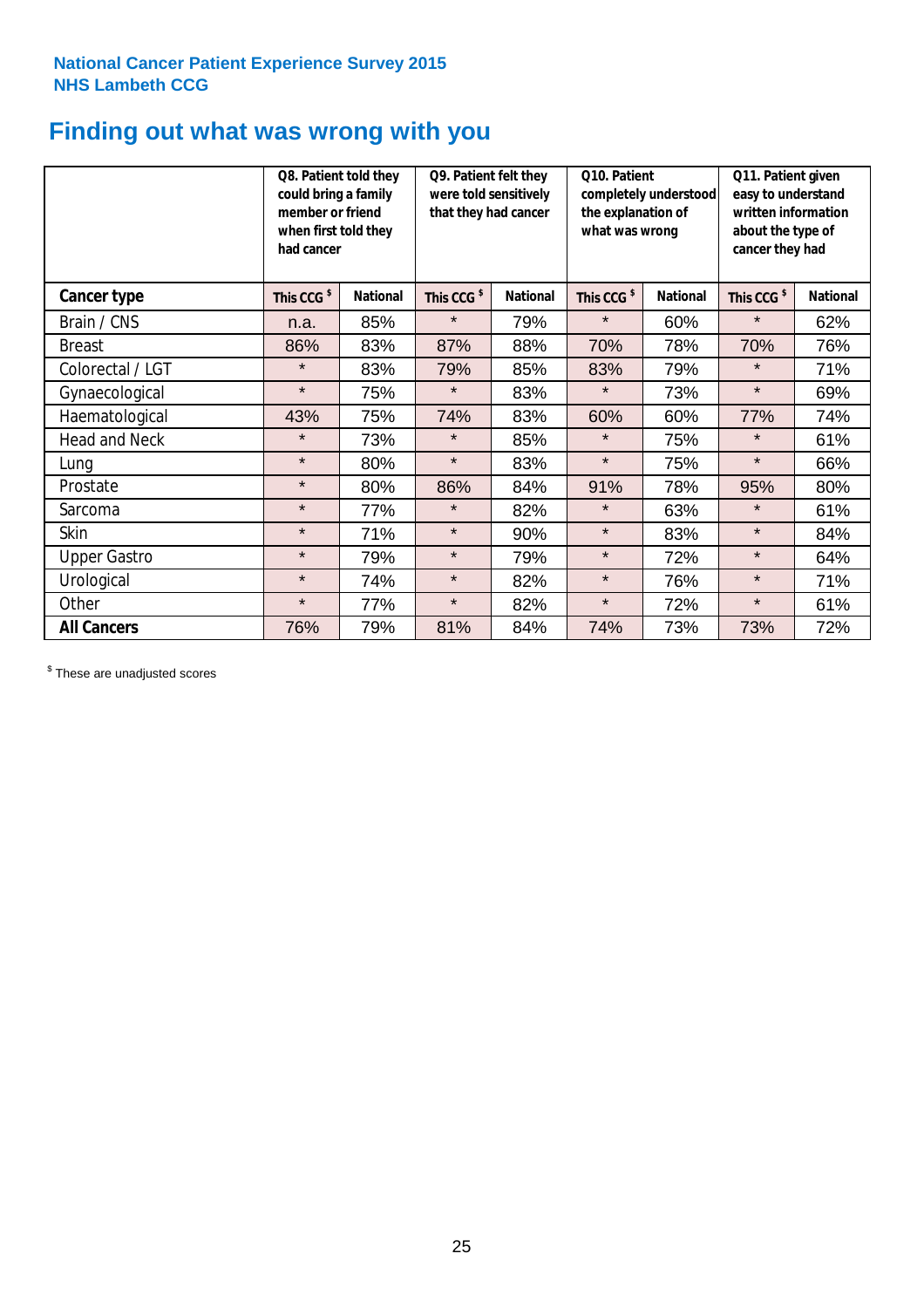**National Cancer Patient Experience Survey 2015**
**NHS Lambeth CCG**

# Finding out what was wrong with you

| | Q8. Patient told they could bring a family member or friend when first told they had cancer | | Q9. Patient felt they were told sensitively that they had cancer | | Q10. Patient completely understood the explanation of what was wrong | | Q11. Patient given easy to understand written information about the type of cancer they had | |
|---|---|---|---|---|---|---|---|---|
| **Cancer type** | **This CCG $** | **National** | **This CCG $** | **National** | **This CCG $** | **National** | **This CCG $** | **National** |
| Brain / CNS | n.a. | 85% | * | 79% | * | 60% | * | 62% |
| Breast | 86% | 83% | 87% | 88% | 70% | 78% | 70% | 76% |
| Colorectal / LGT | * | 83% | 79% | 85% | 83% | 79% | * | 71% |
| Gynaecological | * | 75% | * | 83% | * | 73% | * | 69% |
| Haematological | 43% | 75% | 74% | 83% | 60% | 60% | 77% | 74% |
| Head and Neck | * | 73% | * | 85% | * | 75% | * | 61% |
| Lung | * | 80% | * | 83% | * | 75% | * | 66% |
| Prostate | * | 80% | 86% | 84% | 91% | 78% | 95% | 80% |
| Sarcoma | * | 77% | * | 82% | * | 63% | * | 61% |
| Skin | * | 71% | * | 90% | * | 83% | * | 84% |
| Upper Gastro | * | 79% | * | 79% | * | 72% | * | 64% |
| Urological | * | 74% | * | 82% | * | 76% | * | 71% |
| Other | * | 77% | * | 82% | * | 72% | * | 61% |
| **All Cancers** | 76% | 79% | 81% | 84% | 74% | 73% | 73% | 72% |

$ These are unadjusted scores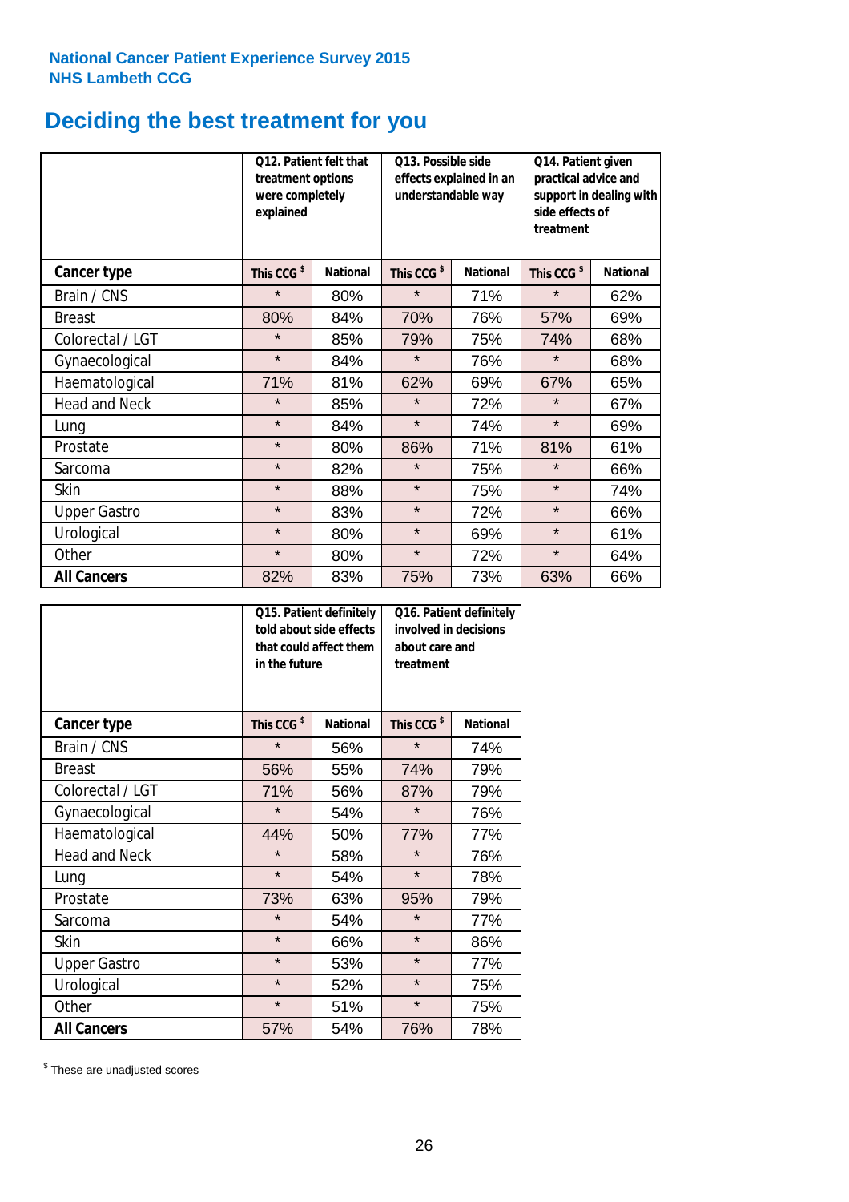**National Cancer Patient Experience Survey 2015**
**NHS Lambeth CCG**

# Deciding the best treatment for you

| | Q12. Patient felt that treatment options were completely explained | | Q13. Possible side effects explained in an understandable way | | Q14. Patient given practical advice and support in dealing with side effects of treatment | |
|---|---|---|---|---|---|---|
| **Cancer type** | **This CCG $** | **National** | **This CCG $** | **National** | **This CCG $** | **National** |
| Brain / CNS | * | 80% | * | 71% | * | 62% |
| Breast | 80% | 84% | 70% | 76% | 57% | 69% |
| Colorectal / LGT | * | 85% | 79% | 75% | 74% | 68% |
| Gynaecological | * | 84% | * | 76% | * | 68% |
| Haematological | 71% | 81% | 62% | 69% | 67% | 65% |
| Head and Neck | * | 85% | * | 72% | * | 67% |
| Lung | * | 84% | * | 74% | * | 69% |
| Prostate | * | 80% | 86% | 71% | 81% | 61% |
| Sarcoma | * | 82% | * | 75% | * | 66% |
| Skin | * | 88% | * | 75% | * | 74% |
| Upper Gastro | * | 83% | * | 72% | * | 66% |
| Urological | * | 80% | * | 69% | * | 61% |
| Other | * | 80% | * | 72% | * | 64% |
| **All Cancers** | 82% | 83% | 75% | 73% | 63% | 66% |

| | Q15. Patient definitely told about side effects that could affect them in the future | | Q16. Patient definitely involved in decisions about care and treatment | |
|---|---|---|---|---|
| **Cancer type** | **This CCG $** | **National** | **This CCG $** | **National** |
| Brain / CNS | * | 56% | * | 74% |
| Breast | 56% | 55% | 74% | 79% |
| Colorectal / LGT | 71% | 56% | 87% | 79% |
| Gynaecological | * | 54% | * | 76% |
| Haematological | 44% | 50% | 77% | 77% |
| Head and Neck | * | 58% | * | 76% |
| Lung | * | 54% | * | 78% |
| Prostate | 73% | 63% | 95% | 79% |
| Sarcoma | * | 54% | * | 77% |
| Skin | * | 66% | * | 86% |
| Upper Gastro | * | 53% | * | 77% |
| Urological | * | 52% | * | 75% |
| Other | * | 51% | * | 75% |
| **All Cancers** | 57% | 54% | 76% | 78% |

$ These are unadjusted scores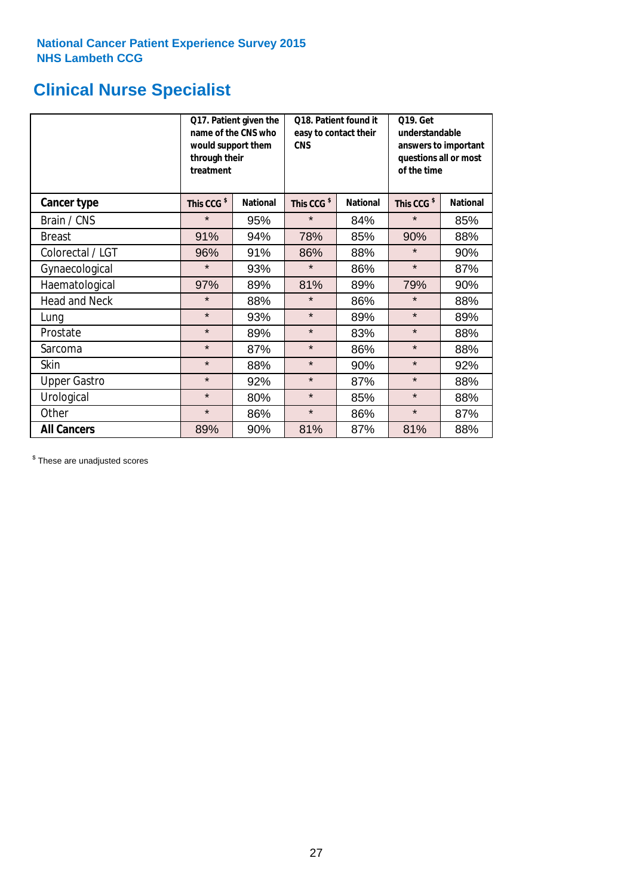National Cancer Patient Experience Survey 2015
NHS Lambeth CCG

## Clinical Nurse Specialist

| | Q17. Patient given the name of the CNS who would support them through their treatment | | Q18. Patient found it easy to contact their CNS | | Q19. Get understandable answers to important questions all or most of the time | |
|---|---|---|---|---|---|---|
| **Cancer type** | This CCG $ | National | This CCG $ | National | This CCG $ | National |
| Brain / CNS | * | 95% | * | 84% | * | 85% |
| Breast | 91% | 94% | 78% | 85% | 90% | 88% |
| Colorectal / LGT | 96% | 91% | 86% | 88% | * | 90% |
| Gynaecological | * | 93% | * | 86% | * | 87% |
| Haematological | 97% | 89% | 81% | 89% | 79% | 90% |
| Head and Neck | * | 88% | * | 86% | * | 88% |
| Lung | * | 93% | * | 89% | * | 89% |
| Prostate | * | 89% | * | 83% | * | 88% |
| Sarcoma | * | 87% | * | 86% | * | 88% |
| Skin | * | 88% | * | 90% | * | 92% |
| Upper Gastro | * | 92% | * | 87% | * | 88% |
| Urological | * | 80% | * | 85% | * | 88% |
| Other | * | 86% | * | 86% | * | 87% |
| **All Cancers** | 89% | 90% | 81% | 87% | 81% | 88% |

$ These are unadjusted scores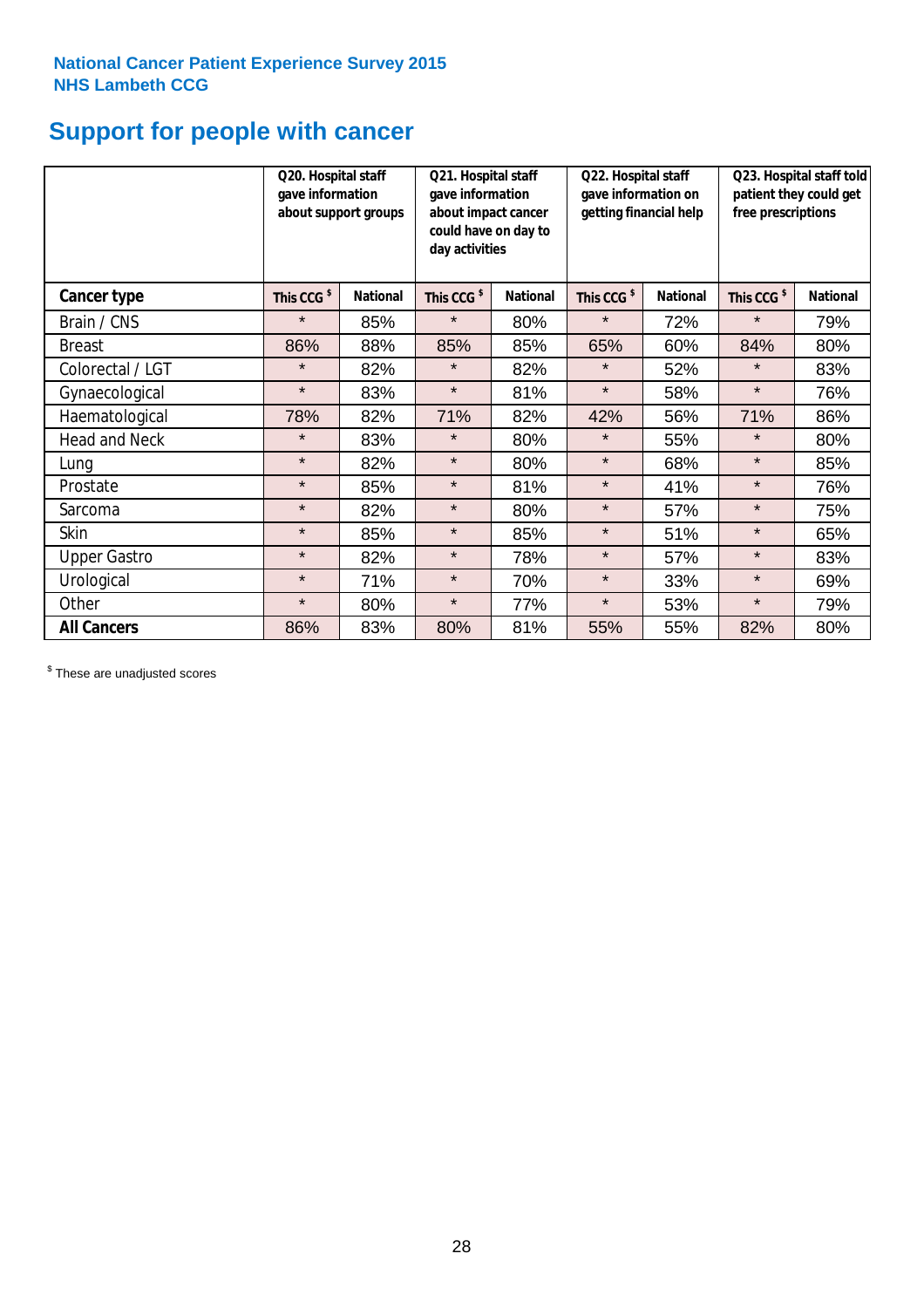**National Cancer Patient Experience Survey 2015**
**NHS Lambeth CCG**

# Support for people with cancer

| | Q20. Hospital staff gave information about support groups | | Q21. Hospital staff gave information about impact cancer could have on day to day activities | | Q22. Hospital staff gave information on getting financial help | | Q23. Hospital staff told patient they could get free prescriptions | |
|---|---|---|---|---|---|---|---|---|
| **Cancer type** | **This CCG $** | **National** | **This CCG $** | **National** | **This CCG $** | **National** | **This CCG $** | **National** |
| Brain / CNS | * | 85% | * | 80% | * | 72% | * | 79% |
| Breast | 86% | 88% | 85% | 85% | 65% | 60% | 84% | 80% |
| Colorectal / LGT | * | 82% | * | 82% | * | 52% | * | 83% |
| Gynaecological | * | 83% | * | 81% | * | 58% | * | 76% |
| Haematological | 78% | 82% | 71% | 82% | 42% | 56% | 71% | 86% |
| Head and Neck | * | 83% | * | 80% | * | 55% | * | 80% |
| Lung | * | 82% | * | 80% | * | 68% | * | 85% |
| Prostate | * | 85% | * | 81% | * | 41% | * | 76% |
| Sarcoma | * | 82% | * | 80% | * | 57% | * | 75% |
| Skin | * | 85% | * | 85% | * | 51% | * | 65% |
| Upper Gastro | * | 82% | * | 78% | * | 57% | * | 83% |
| Urological | * | 71% | * | 70% | * | 33% | * | 69% |
| Other | * | 80% | * | 77% | * | 53% | * | 79% |
| **All Cancers** | 86% | 83% | 80% | 81% | 55% | 55% | 82% | 80% |

$ These are unadjusted scores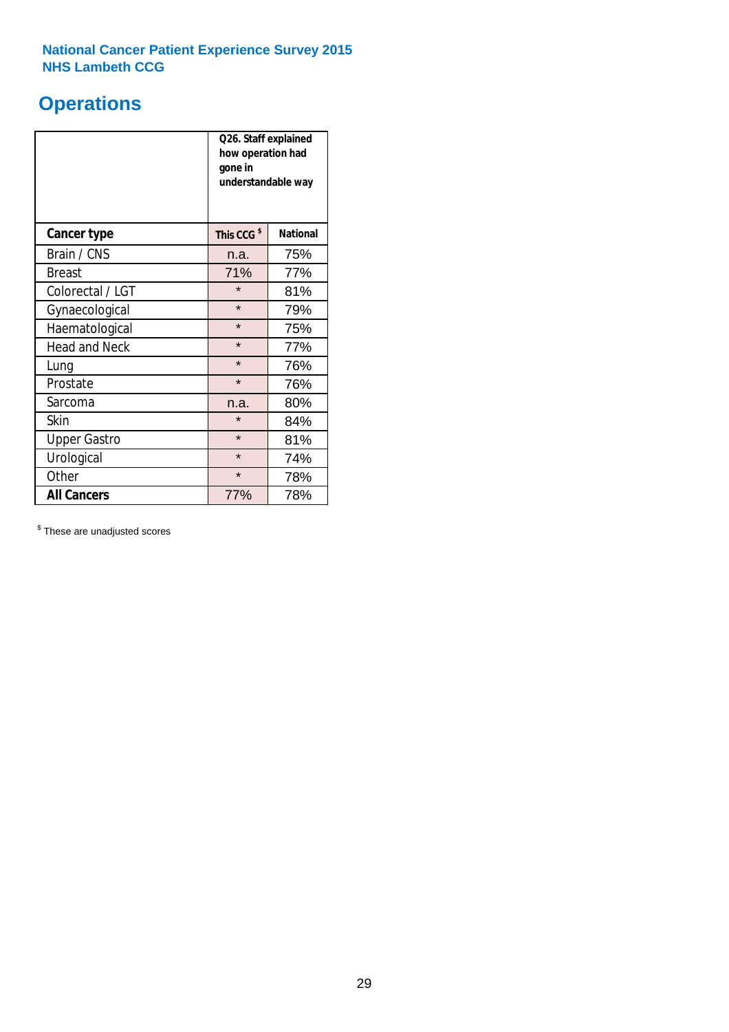National Cancer Patient Experience Survey 2015
NHS Lambeth CCG

# Operations

| | Q26. Staff explained how operation had gone in understandable way | |
|---|---|---|
| **Cancer type** | **This CCG $** | **National** |
| Brain / CNS | n.a. | 75% |
| Breast | 71% | 77% |
| Colorectal / LGT | * | 81% |
| Gynaecological | * | 79% |
| Haematological | * | 75% |
| Head and Neck | * | 77% |
| Lung | * | 76% |
| Prostate | * | 76% |
| Sarcoma | n.a. | 80% |
| Skin | * | 84% |
| Upper Gastro | * | 81% |
| Urological | * | 74% |
| Other | * | 78% |
| **All Cancers** | 77% | 78% |

$ These are unadjusted scores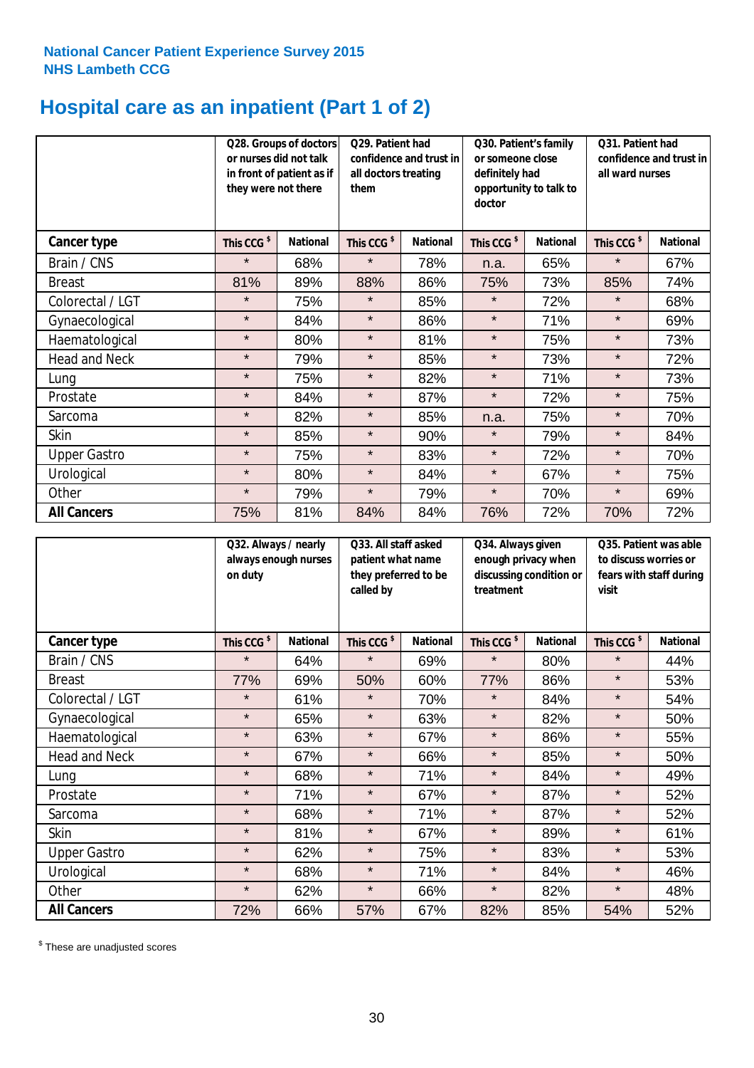National Cancer Patient Experience Survey 2015
NHS Lambeth CCG

# Hospital care as an inpatient (Part 1 of 2)

| | Q28. Groups of doctors or nurses did not talk in front of patient as if they were not there | | Q29. Patient had confidence and trust in all doctors treating them | | Q30. Patient's family or someone close definitely had opportunity to talk to doctor | | Q31. Patient had confidence and trust in all ward nurses | |
|---|---|---|---|---|---|---|---|---|
| **Cancer type** | **This CCG $** | **National** | **This CCG $** | **National** | **This CCG $** | **National** | **This CCG $** | **National** |
| Brain / CNS | * | 68% | * | 78% | n.a. | 65% | * | 67% |
| Breast | 81% | 89% | 88% | 86% | 75% | 73% | 85% | 74% |
| Colorectal / LGT | * | 75% | * | 85% | * | 72% | * | 68% |
| Gynaecological | * | 84% | * | 86% | * | 71% | * | 69% |
| Haematological | * | 80% | * | 81% | * | 75% | * | 73% |
| Head and Neck | * | 79% | * | 85% | * | 73% | * | 72% |
| Lung | * | 75% | * | 82% | * | 71% | * | 73% |
| Prostate | * | 84% | * | 87% | * | 72% | * | 75% |
| Sarcoma | * | 82% | * | 85% | n.a. | 75% | * | 70% |
| Skin | * | 85% | * | 90% | * | 79% | * | 84% |
| Upper Gastro | * | 75% | * | 83% | * | 72% | * | 70% |
| Urological | * | 80% | * | 84% | * | 67% | * | 75% |
| Other | * | 79% | * | 79% | * | 70% | * | 69% |
| **All Cancers** | 75% | 81% | 84% | 84% | 76% | 72% | 70% | 72% |

| | Q32. Always / nearly always enough nurses on duty | | Q33. All staff asked patient what name they preferred to be called by | | Q34. Always given enough privacy when discussing condition or treatment | | Q35. Patient was able to discuss worries or fears with staff during visit | |
|---|---|---|---|---|---|---|---|---|
| **Cancer type** | **This CCG $** | **National** | **This CCG $** | **National** | **This CCG $** | **National** | **This CCG $** | **National** |
| Brain / CNS | * | 64% | * | 69% | * | 80% | * | 44% |
| Breast | 77% | 69% | 50% | 60% | 77% | 86% | * | 53% |
| Colorectal / LGT | * | 61% | * | 70% | * | 84% | * | 54% |
| Gynaecological | * | 65% | * | 63% | * | 82% | * | 50% |
| Haematological | * | 63% | * | 67% | * | 86% | * | 55% |
| Head and Neck | * | 67% | * | 66% | * | 85% | * | 50% |
| Lung | * | 68% | * | 71% | * | 84% | * | 49% |
| Prostate | * | 71% | * | 67% | * | 87% | * | 52% |
| Sarcoma | * | 68% | * | 71% | * | 87% | * | 52% |
| Skin | * | 81% | * | 67% | * | 89% | * | 61% |
| Upper Gastro | * | 62% | * | 75% | * | 83% | * | 53% |
| Urological | * | 68% | * | 71% | * | 84% | * | 46% |
| Other | * | 62% | * | 66% | * | 82% | * | 48% |
| **All Cancers** | 72% | 66% | 57% | 67% | 82% | 85% | 54% | 52% |

$ These are unadjusted scores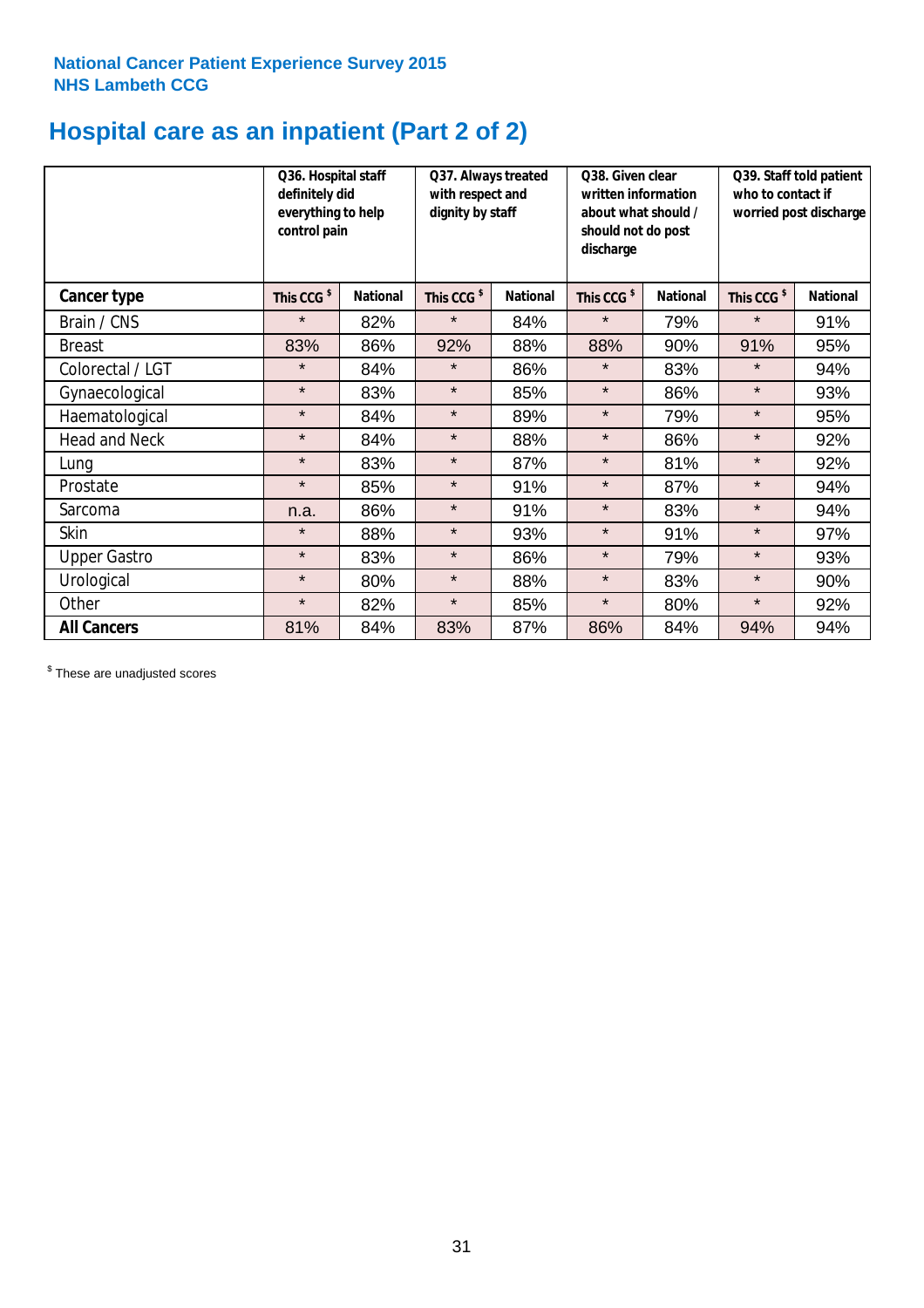**National Cancer Patient Experience Survey 2015**
**NHS Lambeth CCG**

# Hospital care as an inpatient (Part 2 of 2)

| | Q36. Hospital staff definitely did everything to help control pain | | Q37. Always treated with respect and dignity by staff | | Q38. Given clear written information about what should / should not do post discharge | | Q39. Staff told patient who to contact if worried post discharge | |
|---|---|---|---|---|---|---|---|---|
| **Cancer type** | This CCG $ | National | This CCG $ | National | This CCG $ | National | This CCG $ | National |
| Brain / CNS | * | 82% | * | 84% | * | 79% | * | 91% |
| Breast | 83% | 86% | 92% | 88% | 88% | 90% | 91% | 95% |
| Colorectal / LGT | * | 84% | * | 86% | * | 83% | * | 94% |
| Gynaecological | * | 83% | * | 85% | * | 86% | * | 93% |
| Haematological | * | 84% | * | 89% | * | 79% | * | 95% |
| Head and Neck | * | 84% | * | 88% | * | 86% | * | 92% |
| Lung | * | 83% | * | 87% | * | 81% | * | 92% |
| Prostate | * | 85% | * | 91% | * | 87% | * | 94% |
| Sarcoma | n.a. | 86% | * | 91% | * | 83% | * | 94% |
| Skin | * | 88% | * | 93% | * | 91% | * | 97% |
| Upper Gastro | * | 83% | * | 86% | * | 79% | * | 93% |
| Urological | * | 80% | * | 88% | * | 83% | * | 90% |
| Other | * | 82% | * | 85% | * | 80% | * | 92% |
| **All Cancers** | 81% | 84% | 83% | 87% | 86% | 84% | 94% | 94% |

$ These are unadjusted scores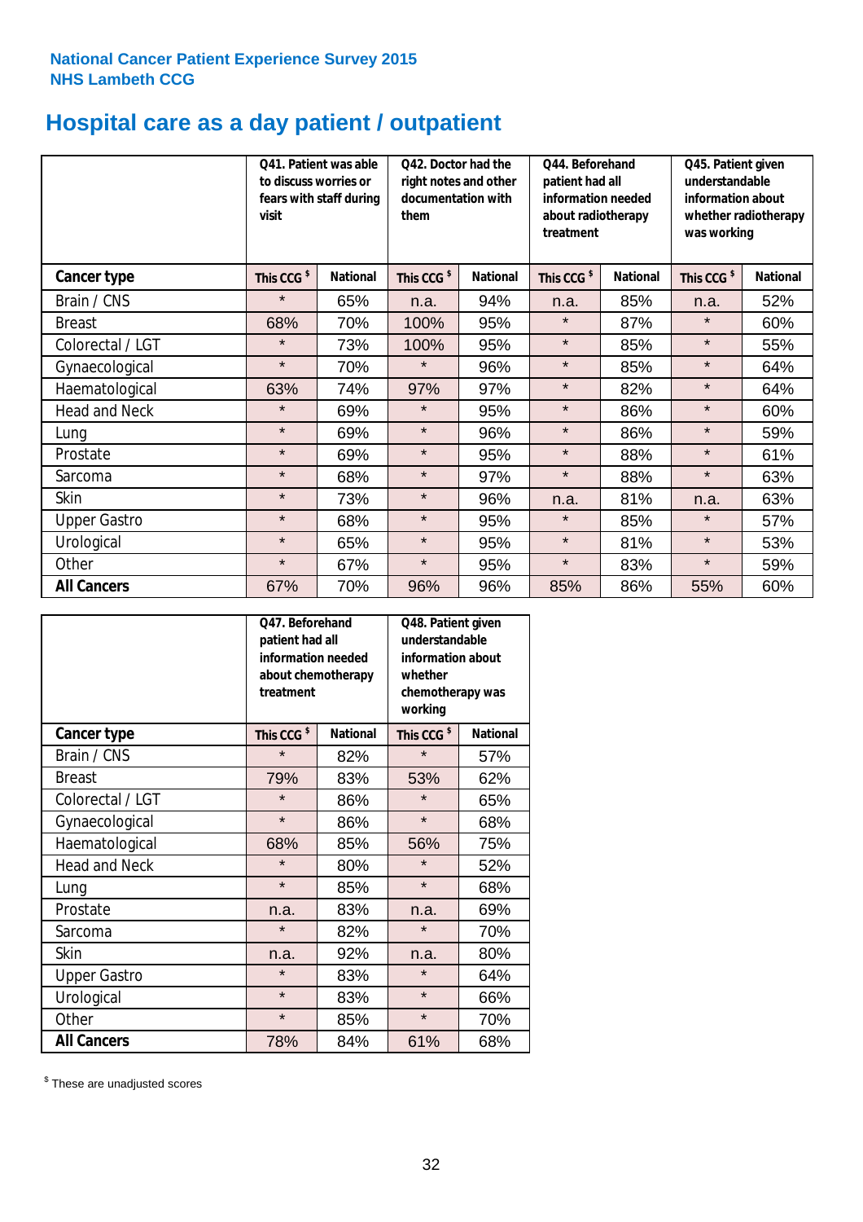**National Cancer Patient Experience Survey 2015**
**NHS Lambeth CCG**

# Hospital care as a day patient / outpatient

| | Q41. Patient was able to discuss worries or fears with staff during visit | | Q42. Doctor had the right notes and other documentation with them | | Q44. Beforehand patient had all information needed about radiotherapy treatment | | Q45. Patient given understandable information about whether radiotherapy was working | |
|---|---|---|---|---|---|---|---|---|
| **Cancer type** | **This CCG $** | **National** | **This CCG $** | **National** | **This CCG $** | **National** | **This CCG $** | **National** |
| Brain / CNS | * | 65% | n.a. | 94% | n.a. | 85% | n.a. | 52% |
| Breast | 68% | 70% | 100% | 95% | * | 87% | * | 60% |
| Colorectal / LGT | * | 73% | 100% | 95% | * | 85% | * | 55% |
| Gynaecological | * | 70% | * | 96% | * | 85% | * | 64% |
| Haematological | 63% | 74% | 97% | 97% | * | 82% | * | 64% |
| Head and Neck | * | 69% | * | 95% | * | 86% | * | 60% |
| Lung | * | 69% | * | 96% | * | 86% | * | 59% |
| Prostate | * | 69% | * | 95% | * | 88% | * | 61% |
| Sarcoma | * | 68% | * | 97% | * | 88% | * | 63% |
| Skin | * | 73% | * | 96% | n.a. | 81% | n.a. | 63% |
| Upper Gastro | * | 68% | * | 95% | * | 85% | * | 57% |
| Urological | * | 65% | * | 95% | * | 81% | * | 53% |
| Other | * | 67% | * | 95% | * | 83% | * | 59% |
| **All Cancers** | 67% | 70% | 96% | 96% | 85% | 86% | 55% | 60% |

| | Q47. Beforehand patient had all information needed about chemotherapy treatment | | Q48. Patient given understandable information about whether chemotherapy was working | |
|---|---|---|---|---|
| **Cancer type** | **This CCG $** | **National** | **This CCG $** | **National** |
| Brain / CNS | * | 82% | * | 57% |
| Breast | 79% | 83% | 53% | 62% |
| Colorectal / LGT | * | 86% | * | 65% |
| Gynaecological | * | 86% | * | 68% |
| Haematological | 68% | 85% | 56% | 75% |
| Head and Neck | * | 80% | * | 52% |
| Lung | * | 85% | * | 68% |
| Prostate | n.a. | 83% | n.a. | 69% |
| Sarcoma | * | 82% | * | 70% |
| Skin | n.a. | 92% | n.a. | 80% |
| Upper Gastro | * | 83% | * | 64% |
| Urological | * | 83% | * | 66% |
| Other | * | 85% | * | 70% |
| **All Cancers** | 78% | 84% | 61% | 68% |

$ These are unadjusted scores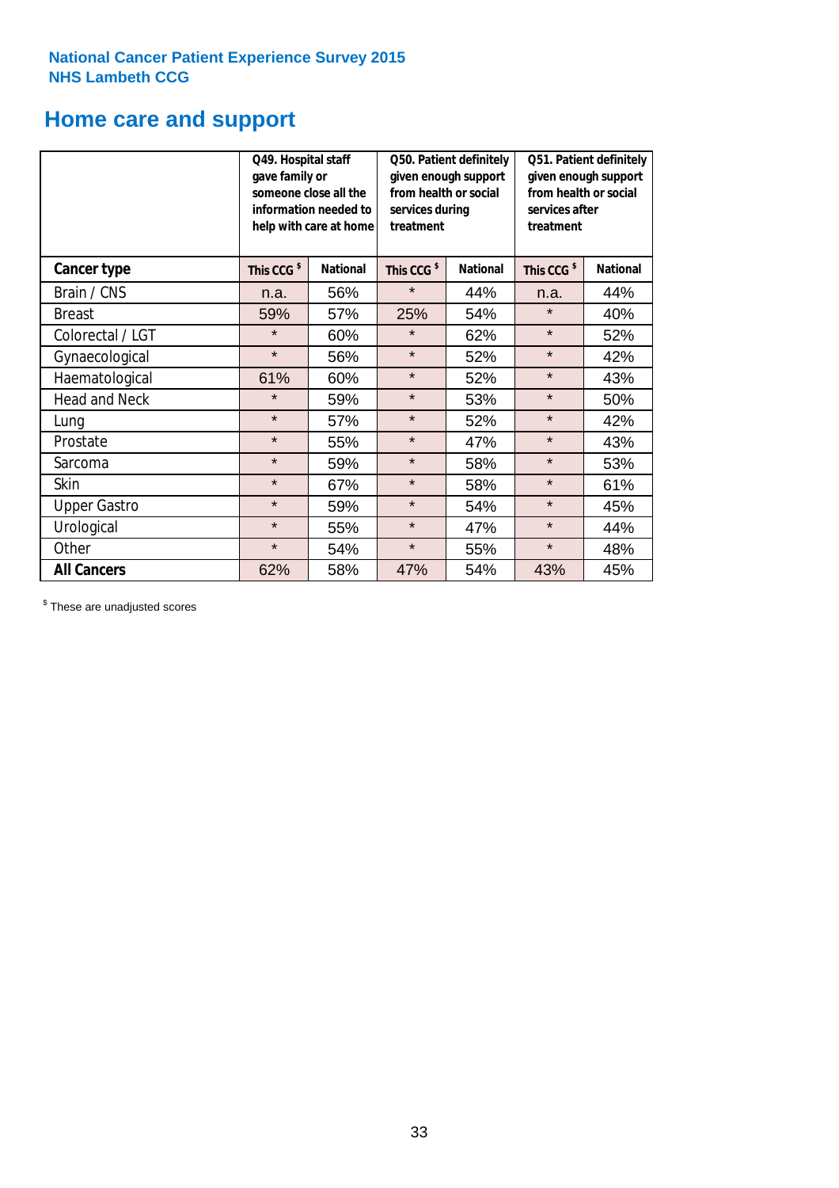**National Cancer Patient Experience Survey 2015**
**NHS Lambeth CCG**

# Home care and support

| | Q49. Hospital staff gave family or someone close all the information needed to help with care at home | | Q50. Patient definitely given enough support from health or social services during treatment | | Q51. Patient definitely given enough support from health or social services after treatment | |
|---|---|---|---|---|---|---|
| **Cancer type** | **This CCG $** | **National** | **This CCG $** | **National** | **This CCG $** | **National** |
| Brain / CNS | n.a. | 56% | * | 44% | n.a. | 44% |
| Breast | 59% | 57% | 25% | 54% | * | 40% |
| Colorectal / LGT | * | 60% | * | 62% | * | 52% |
| Gynaecological | * | 56% | * | 52% | * | 42% |
| Haematological | 61% | 60% | * | 52% | * | 43% |
| Head and Neck | * | 59% | * | 53% | * | 50% |
| Lung | * | 57% | * | 52% | * | 42% |
| Prostate | * | 55% | * | 47% | * | 43% |
| Sarcoma | * | 59% | * | 58% | * | 53% |
| Skin | * | 67% | * | 58% | * | 61% |
| Upper Gastro | * | 59% | * | 54% | * | 45% |
| Urological | * | 55% | * | 47% | * | 44% |
| Other | * | 54% | * | 55% | * | 48% |
| **All Cancers** | 62% | 58% | 47% | 54% | 43% | 45% |

$ These are unadjusted scores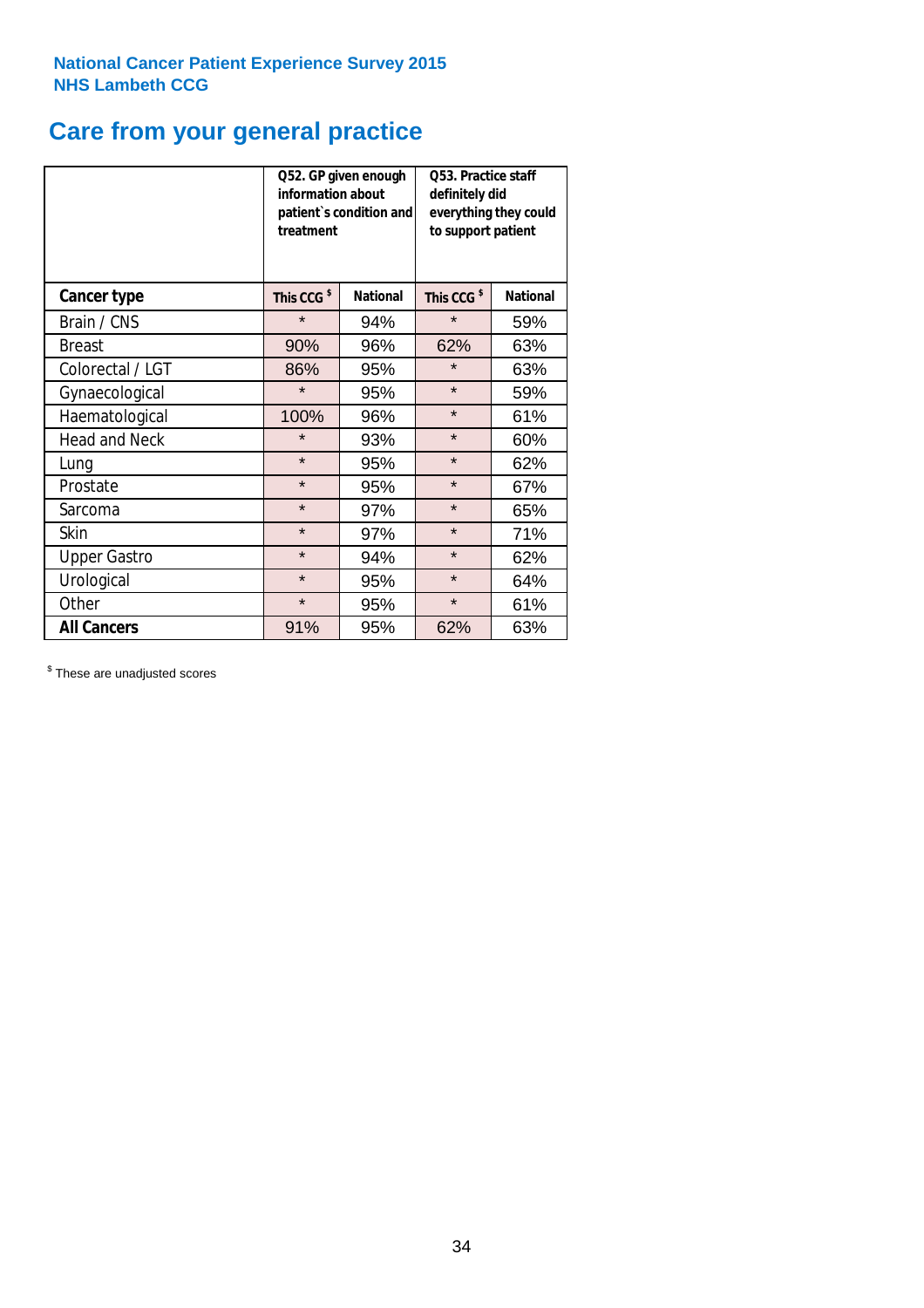National Cancer Patient Experience Survey 2015
NHS Lambeth CCG

# Care from your general practice

| | Q52. GP given enough information about patient`s condition and treatment | | Q53. Practice staff definitely did everything they could to support patient | |
|---|---|---|---|---|
| **Cancer type** | This CCG $ | National | This CCG $ | National |
| Brain / CNS | * | 94% | * | 59% |
| Breast | 90% | 96% | 62% | 63% |
| Colorectal / LGT | 86% | 95% | * | 63% |
| Gynaecological | * | 95% | * | 59% |
| Haematological | 100% | 96% | * | 61% |
| Head and Neck | * | 93% | * | 60% |
| Lung | * | 95% | * | 62% |
| Prostate | * | 95% | * | 67% |
| Sarcoma | * | 97% | * | 65% |
| Skin | * | 97% | * | 71% |
| Upper Gastro | * | 94% | * | 62% |
| Urological | * | 95% | * | 64% |
| Other | * | 95% | * | 61% |
| **All Cancers** | 91% | 95% | 62% | 63% |

$ These are unadjusted scores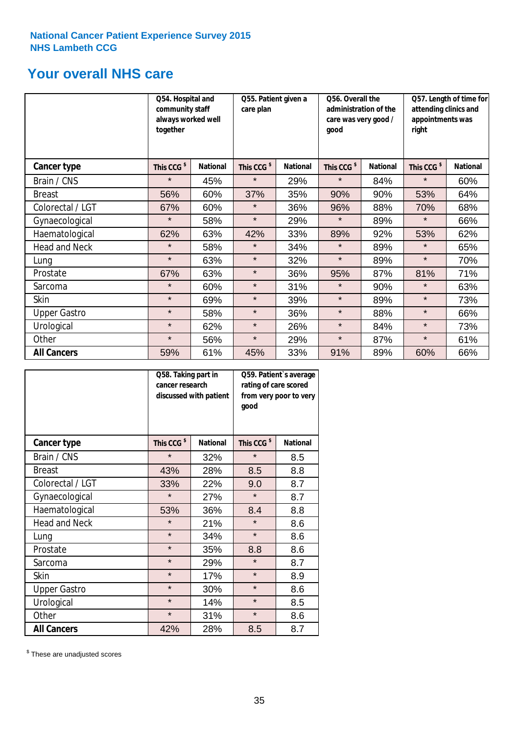National Cancer Patient Experience Survey 2015
NHS Lambeth CCG

## Your overall NHS care

| | Q54. Hospital and community staff always worked well together | | Q55. Patient given a care plan | | Q56. Overall the administration of the care was very good / good | | Q57. Length of time for attending clinics and appointments was right | |
|---|---|---|---|---|---|---|---|---|
| **Cancer type** | **This CCG $** | **National** | **This CCG $** | **National** | **This CCG $** | **National** | **This CCG $** | **National** |
| Brain / CNS | * | 45% | * | 29% | * | 84% | * | 60% |
| Breast | 56% | 60% | 37% | 35% | 90% | 90% | 53% | 64% |
| Colorectal / LGT | 67% | 60% | * | 36% | 96% | 88% | 70% | 68% |
| Gynaecological | * | 58% | * | 29% | * | 89% | * | 66% |
| Haematological | 62% | 63% | 42% | 33% | 89% | 92% | 53% | 62% |
| Head and Neck | * | 58% | * | 34% | * | 89% | * | 65% |
| Lung | * | 63% | * | 32% | * | 89% | * | 70% |
| Prostate | 67% | 63% | * | 36% | 95% | 87% | 81% | 71% |
| Sarcoma | * | 60% | * | 31% | * | 90% | * | 63% |
| Skin | * | 69% | * | 39% | * | 89% | * | 73% |
| Upper Gastro | * | 58% | * | 36% | * | 88% | * | 66% |
| Urological | * | 62% | * | 26% | * | 84% | * | 73% |
| Other | * | 56% | * | 29% | * | 87% | * | 61% |
| **All Cancers** | 59% | 61% | 45% | 33% | 91% | 89% | 60% | 66% |

| | Q58. Taking part in cancer research discussed with patient | | Q59. Patient`s average rating of care scored from very poor to very good | |
|---|---|---|---|---|
| **Cancer type** | **This CCG $** | **National** | **This CCG $** | **National** |
| Brain / CNS | * | 32% | * | 8.5 |
| Breast | 43% | 28% | 8.5 | 8.8 |
| Colorectal / LGT | 33% | 22% | 9.0 | 8.7 |
| Gynaecological | * | 27% | * | 8.7 |
| Haematological | 53% | 36% | 8.4 | 8.8 |
| Head and Neck | * | 21% | * | 8.6 |
| Lung | * | 34% | * | 8.6 |
| Prostate | * | 35% | 8.8 | 8.6 |
| Sarcoma | * | 29% | * | 8.7 |
| Skin | * | 17% | * | 8.9 |
| Upper Gastro | * | 30% | * | 8.6 |
| Urological | * | 14% | * | 8.5 |
| Other | * | 31% | * | 8.6 |
| **All Cancers** | 42% | 28% | 8.5 | 8.7 |

$ These are unadjusted scores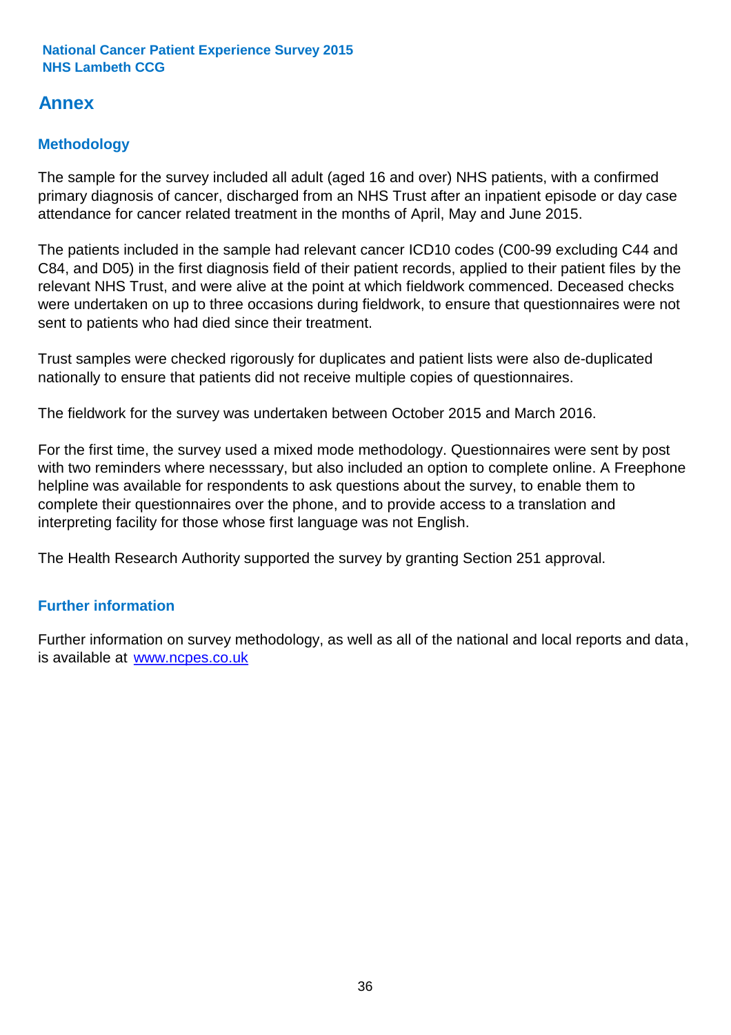# Annex

## Methodology

The sample for the survey included all adult (aged 16 and over) NHS patients, with a confirmed primary diagnosis of cancer, discharged from an NHS Trust after an inpatient episode or day case attendance for cancer related treatment in the months of April, May and June 2015.

The patients included in the sample had relevant cancer ICD10 codes (C00-99 excluding C44 and C84, and D05) in the first diagnosis field of their patient records, applied to their patient files by the relevant NHS Trust, and were alive at the point at which fieldwork commenced. Deceased checks were undertaken on up to three occasions during fieldwork, to ensure that questionnaires were not sent to patients who had died since their treatment.

Trust samples were checked rigorously for duplicates and patient lists were also de-duplicated nationally to ensure that patients did not receive multiple copies of questionnaires.

The fieldwork for the survey was undertaken between October 2015 and March 2016.

For the first time, the survey used a mixed mode methodology. Questionnaires were sent by post with two reminders where necesssary, but also included an option to complete online. A Freephone helpline was available for respondents to ask questions about the survey, to enable them to complete their questionnaires over the phone, and to provide access to a translation and interpreting facility for those whose first language was not English.

The Health Research Authority supported the survey by granting Section 251 approval.

## Further information

Further information on survey methodology, as well as all of the national and local reports and data, is available at [www.ncpes.co.uk](http://www.ncpes.co.uk)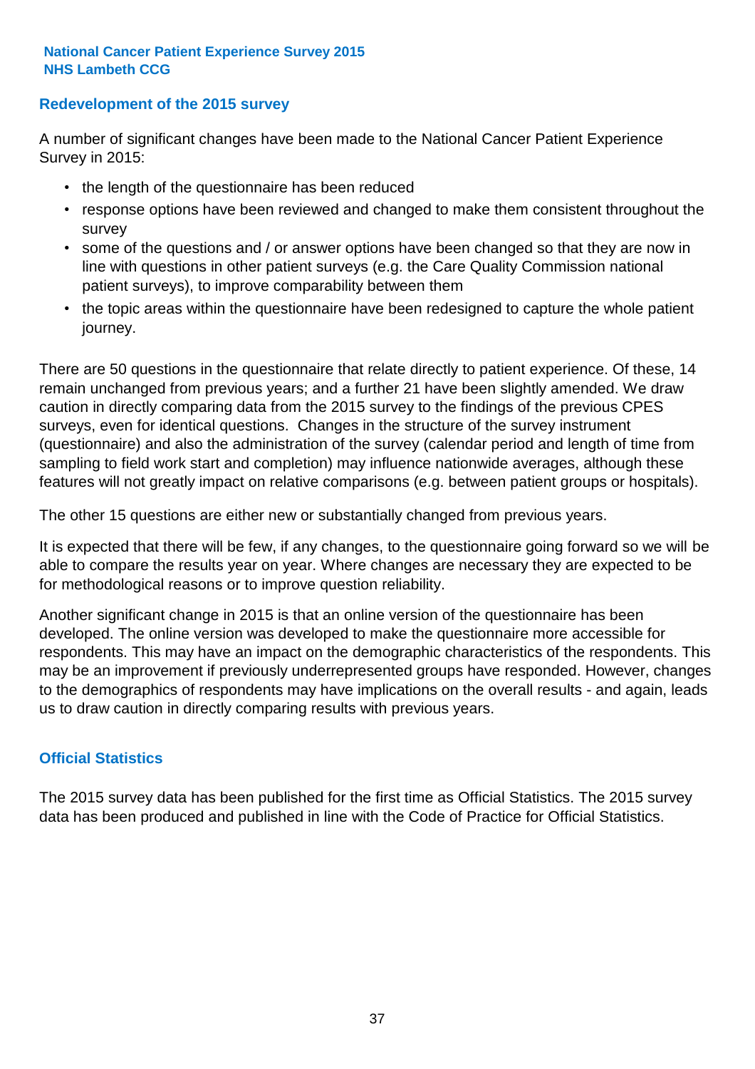National Cancer Patient Experience Survey 2015
NHS Lambeth CCG

## Redevelopment of the 2015 survey

A number of significant changes have been made to the National Cancer Patient Experience Survey in 2015:

- the length of the questionnaire has been reduced
- response options have been reviewed and changed to make them consistent throughout the survey
- some of the questions and / or answer options have been changed so that they are now in line with questions in other patient surveys (e.g. the Care Quality Commission national patient surveys), to improve comparability between them
- the topic areas within the questionnaire have been redesigned to capture the whole patient journey.

There are 50 questions in the questionnaire that relate directly to patient experience. Of these, 14 remain unchanged from previous years; and a further 21 have been slightly amended. We draw caution in directly comparing data from the 2015 survey to the findings of the previous CPES surveys, even for identical questions. Changes in the structure of the survey instrument (questionnaire) and also the administration of the survey (calendar period and length of time from sampling to field work start and completion) may influence nationwide averages, although these features will not greatly impact on relative comparisons (e.g. between patient groups or hospitals).

The other 15 questions are either new or substantially changed from previous years.

It is expected that there will be few, if any changes, to the questionnaire going forward so we will be able to compare the results year on year. Where changes are necessary they are expected to be for methodological reasons or to improve question reliability.

Another significant change in 2015 is that an online version of the questionnaire has been developed. The online version was developed to make the questionnaire more accessible for respondents. This may have an impact on the demographic characteristics of the respondents. This may be an improvement if previously underrepresented groups have responded. However, changes to the demographics of respondents may have implications on the overall results - and again, leads us to draw caution in directly comparing results with previous years.

## Official Statistics

The 2015 survey data has been published for the first time as Official Statistics. The 2015 survey data has been produced and published in line with the Code of Practice for Official Statistics.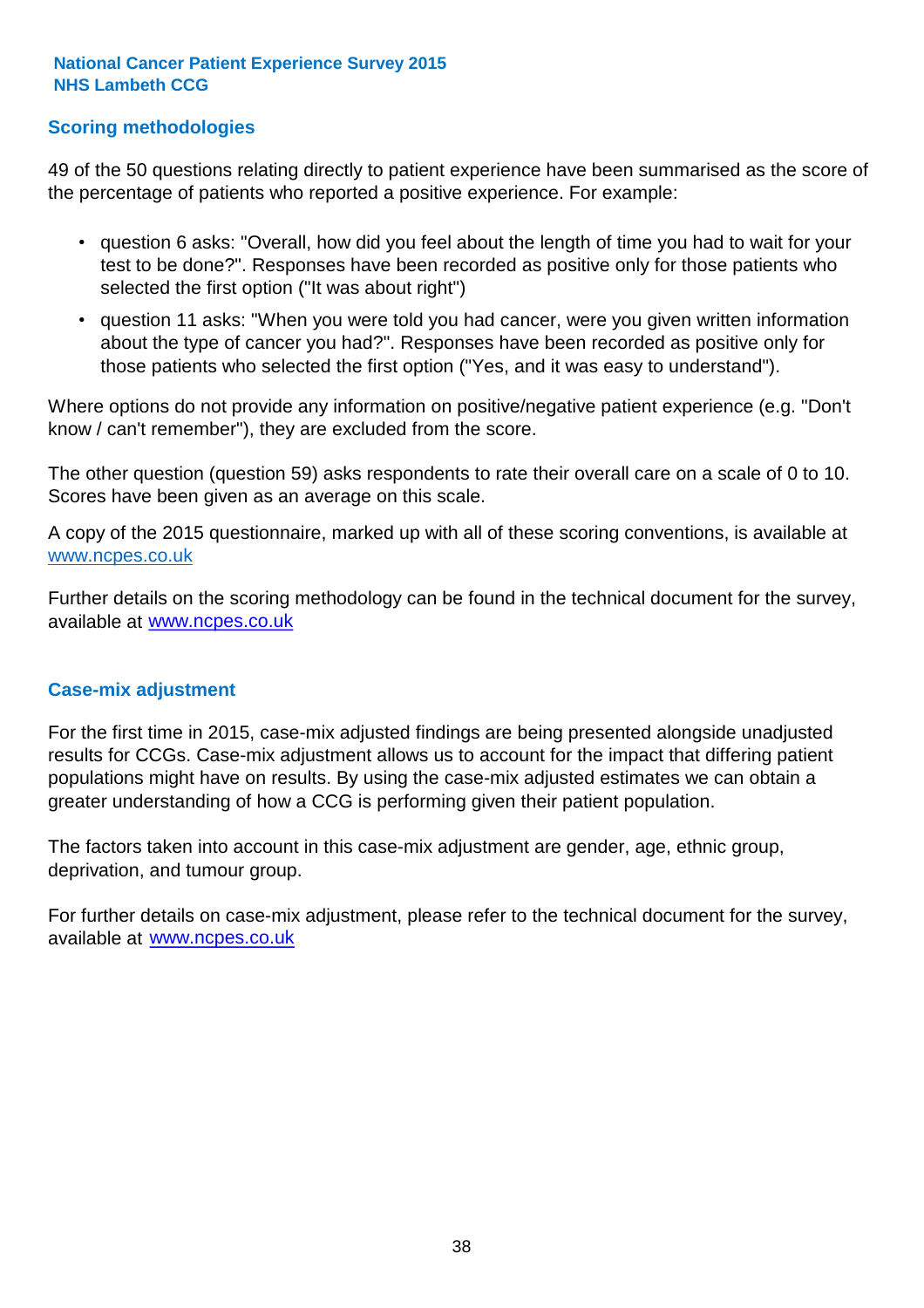## Scoring methodologies

49 of the 50 questions relating directly to patient experience have been summarised as the score of the percentage of patients who reported a positive experience. For example:

- question 6 asks: "Overall, how did you feel about the length of time you had to wait for your test to be done?". Responses have been recorded as positive only for those patients who selected the first option ("It was about right")
- question 11 asks: "When you were told you had cancer, were you given written information about the type of cancer you had?". Responses have been recorded as positive only for those patients who selected the first option ("Yes, and it was easy to understand").

Where options do not provide any information on positive/negative patient experience (e.g. "Don't know / can't remember"), they are excluded from the score.

The other question (question 59) asks respondents to rate their overall care on a scale of 0 to 10. Scores have been given as an average on this scale.

A copy of the 2015 questionnaire, marked up with all of these scoring conventions, is available at www.ncpes.co.uk

Further details on the scoring methodology can be found in the technical document for the survey, available at www.ncpes.co.uk

## Case-mix adjustment

For the first time in 2015, case-mix adjusted findings are being presented alongside unadjusted results for CCGs. Case-mix adjustment allows us to account for the impact that differing patient populations might have on results. By using the case-mix adjusted estimates we can obtain a greater understanding of how a CCG is performing given their patient population.

The factors taken into account in this case-mix adjustment are gender, age, ethnic group, deprivation, and tumour group.

For further details on case-mix adjustment, please refer to the technical document for the survey, available at www.ncpes.co.uk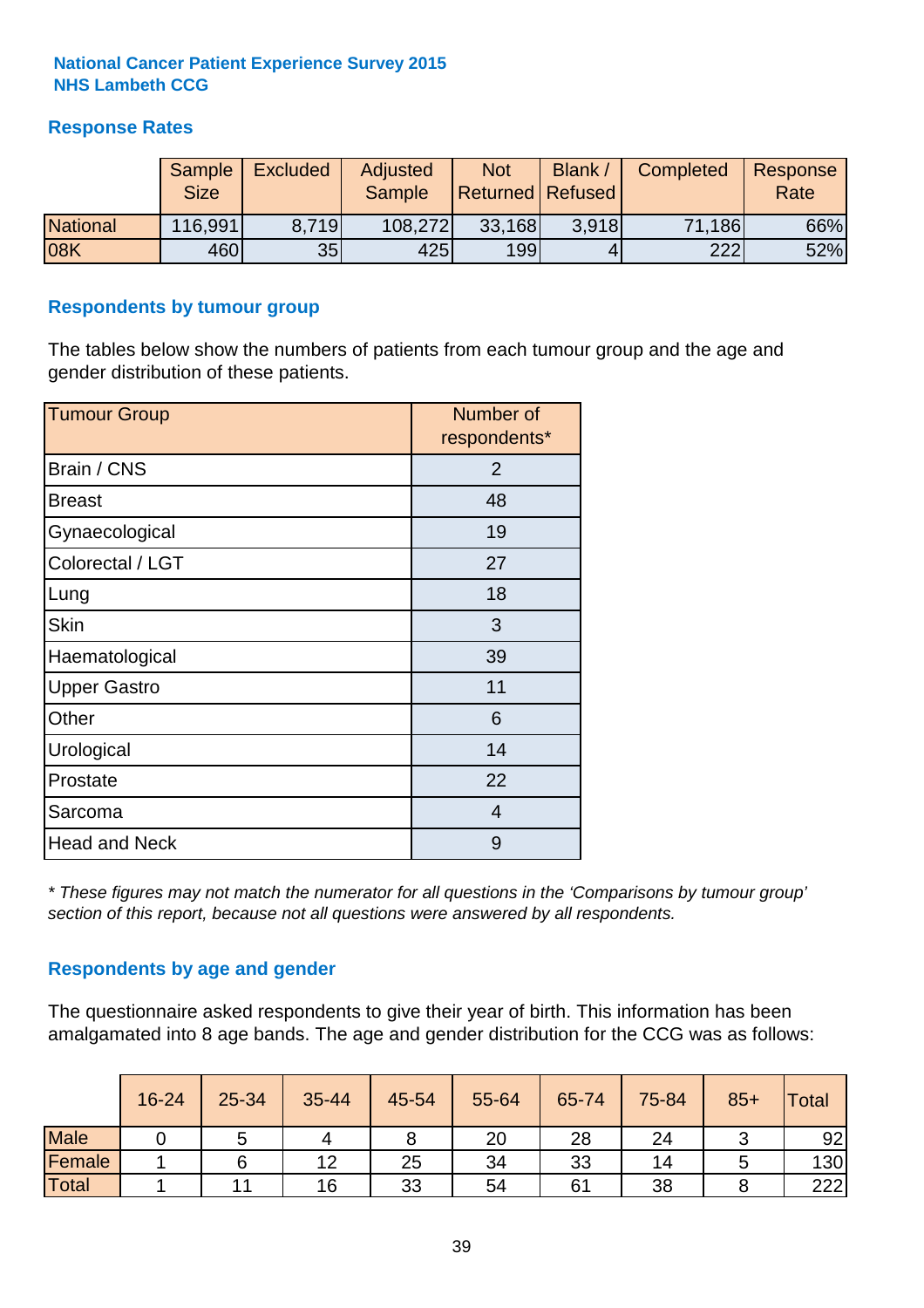**National Cancer Patient Experience Survey 2015**
**NHS Lambeth CCG**

## Response Rates

| | Sample Size | Excluded | Adjusted Sample | Not Returned | Blank / Refused | Completed | Response Rate |
|---|---|---|---|---|---|---|---|
| National | 116,991 | 8,719 | 108,272 | 33,168 | 3,918 | 71,186 | 66% |
| 08K | 460 | 35 | 425 | 199 | 4 | 222 | 52% |

## Respondents by tumour group

The tables below show the numbers of patients from each tumour group and the age and gender distribution of these patients.

| Tumour Group | Number of respondents* |
|---|---|
| Brain / CNS | 2 |
| Breast | 48 |
| Gynaecological | 19 |
| Colorectal / LGT | 27 |
| Lung | 18 |
| Skin | 3 |
| Haematological | 39 |
| Upper Gastro | 11 |
| Other | 6 |
| Urological | 14 |
| Prostate | 22 |
| Sarcoma | 4 |
| Head and Neck | 9 |

*\* These figures may not match the numerator for all questions in the 'Comparisons by tumour group' section of this report, because not all questions were answered by all respondents.*

## Respondents by age and gender

The questionnaire asked respondents to give their year of birth. This information has been amalgamated into 8 age bands. The age and gender distribution for the CCG was as follows:

| | 16-24 | 25-34 | 35-44 | 45-54 | 55-64 | 65-74 | 75-84 | 85+ | Total |
|---|---|---|---|---|---|---|---|---|---|
| Male | 0 | 5 | 4 | 8 | 20 | 28 | 24 | 3 | 92 |
| Female | 1 | 6 | 12 | 25 | 34 | 33 | 14 | 5 | 130 |
| Total | 1 | 11 | 16 | 33 | 54 | 61 | 38 | 8 | 222 |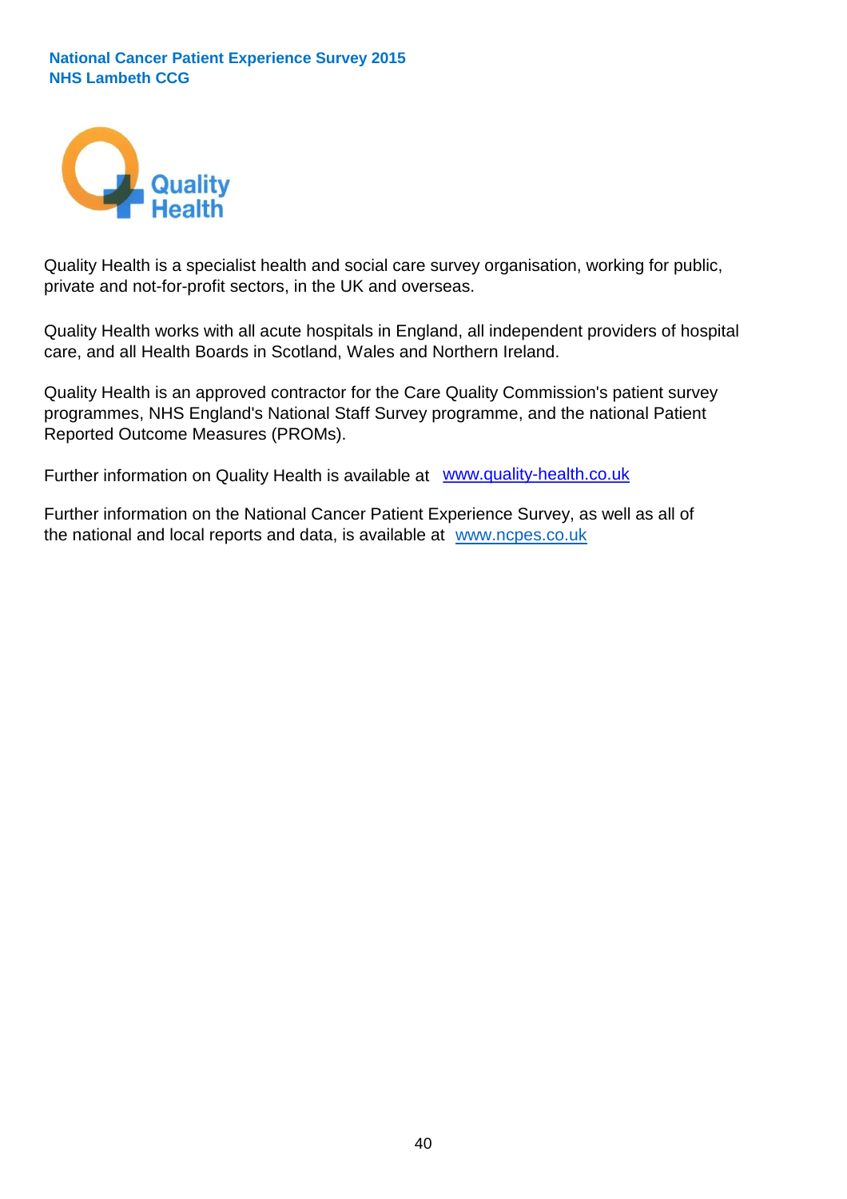Quality Health is a specialist health and social care survey organisation, working for public, private and not-for-profit sectors, in the UK and overseas.

Quality Health works with all acute hospitals in England, all independent providers of hospital care, and all Health Boards in Scotland, Wales and Northern Ireland.

Quality Health is an approved contractor for the Care Quality Commission's patient survey programmes, NHS England's National Staff Survey programme, and the national Patient Reported Outcome Measures (PROMs).

Further information on Quality Health is available at www.quality-health.co.uk

Further information on the National Cancer Patient Experience Survey, as well as all of the national and local reports and data, is available at www.ncpes.co.uk